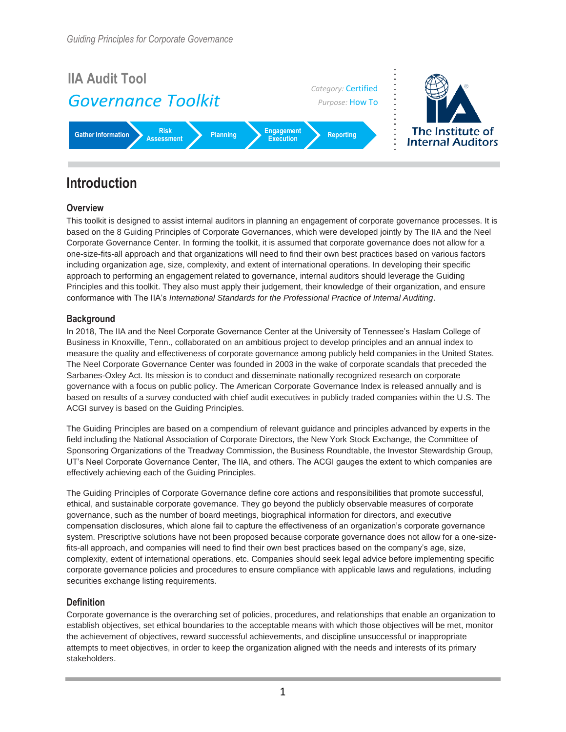# IIA Audit Tool

## *Governance Toolkit*

*Category:* Certified
*Purpose:* How To

Gather Information → Risk Assessment → Planning → Engagement Execution → Reporting

The Institute of Internal Auditors

# Introduction

### Overview

This toolkit is designed to assist internal auditors in planning an engagement of corporate governance processes. It is based on the 8 Guiding Principles of Corporate Governances, which were developed jointly by The IIA and the Neel Corporate Governance Center. In forming the toolkit, it is assumed that corporate governance does not allow for a one-size-fits-all approach and that organizations will need to find their own best practices based on various factors including organization age, size, complexity, and extent of international operations. In developing their specific approach to performing an engagement related to governance, internal auditors should leverage the Guiding Principles and this toolkit. They also must apply their judgement, their knowledge of their organization, and ensure conformance with The IIA's *International Standards for the Professional Practice of Internal Auditing*.

### Background

In 2018, The IIA and the Neel Corporate Governance Center at the University of Tennessee's Haslam College of Business in Knoxville, Tenn., collaborated on an ambitious project to develop principles and an annual index to measure the quality and effectiveness of corporate governance among publicly held companies in the United States. The Neel Corporate Governance Center was founded in 2003 in the wake of corporate scandals that preceded the Sarbanes-Oxley Act. Its mission is to conduct and disseminate nationally recognized research on corporate governance with a focus on public policy. The American Corporate Governance Index is released annually and is based on results of a survey conducted with chief audit executives in publicly traded companies within the U.S. The ACGI survey is based on the Guiding Principles.

The Guiding Principles are based on a compendium of relevant guidance and principles advanced by experts in the field including the National Association of Corporate Directors, the New York Stock Exchange, the Committee of Sponsoring Organizations of the Treadway Commission, the Business Roundtable, the Investor Stewardship Group, UT's Neel Corporate Governance Center, The IIA, and others. The ACGI gauges the extent to which companies are effectively achieving each of the Guiding Principles.

The Guiding Principles of Corporate Governance define core actions and responsibilities that promote successful, ethical, and sustainable corporate governance. They go beyond the publicly observable measures of corporate governance, such as the number of board meetings, biographical information for directors, and executive compensation disclosures, which alone fail to capture the effectiveness of an organization's corporate governance system. Prescriptive solutions have not been proposed because corporate governance does not allow for a one-size-fits-all approach, and companies will need to find their own best practices based on the company's age, size, complexity, extent of international operations, etc. Companies should seek legal advice before implementing specific corporate governance policies and procedures to ensure compliance with applicable laws and regulations, including securities exchange listing requirements.

### Definition

Corporate governance is the overarching set of policies, procedures, and relationships that enable an organization to establish objectives, set ethical boundaries to the acceptable means with which those objectives will be met, monitor the achievement of objectives, reward successful achievements, and discipline unsuccessful or inappropriate attempts to meet objectives, in order to keep the organization aligned with the needs and interests of its primary stakeholders.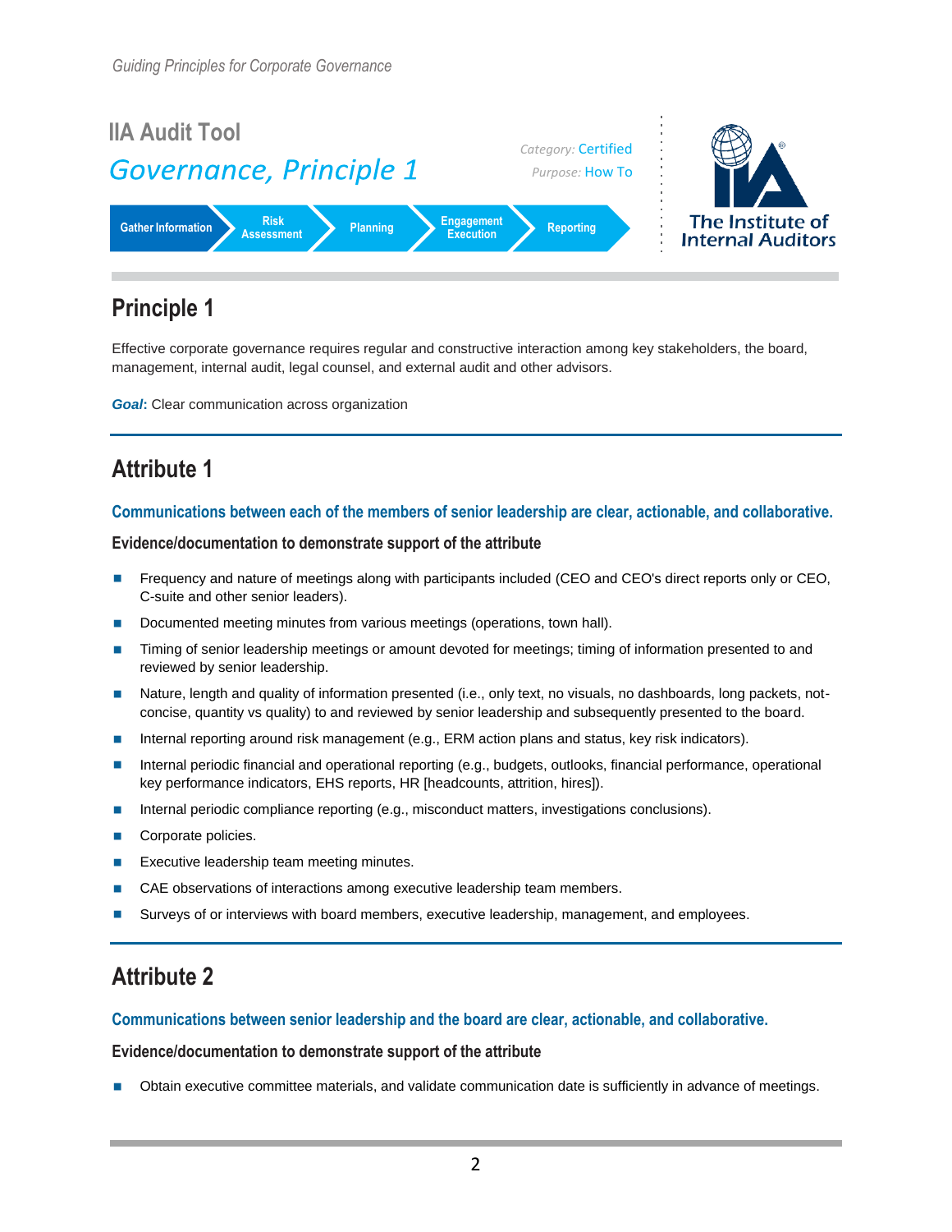# IIA Audit Tool

## *Governance, Principle 1*

*Category:* Certified
*Purpose:* How To

Gather Information → Risk Assessment → Planning → Engagement Execution → Reporting

The Institute of Internal Auditors

## Principle 1

Effective corporate governance requires regular and constructive interaction among key stakeholders, the board, management, internal audit, legal counsel, and external audit and other advisors.

***Goal*:** Clear communication across organization

## Attribute 1

### Communications between each of the members of senior leadership are clear, actionable, and collaborative.

**Evidence/documentation to demonstrate support of the attribute**

- Frequency and nature of meetings along with participants included (CEO and CEO's direct reports only or CEO, C-suite and other senior leaders).
- Documented meeting minutes from various meetings (operations, town hall).
- Timing of senior leadership meetings or amount devoted for meetings; timing of information presented to and reviewed by senior leadership.
- Nature, length and quality of information presented (i.e., only text, no visuals, no dashboards, long packets, not-concise, quantity vs quality) to and reviewed by senior leadership and subsequently presented to the board.
- Internal reporting around risk management (e.g., ERM action plans and status, key risk indicators).
- Internal periodic financial and operational reporting (e.g., budgets, outlooks, financial performance, operational key performance indicators, EHS reports, HR [headcounts, attrition, hires]).
- Internal periodic compliance reporting (e.g., misconduct matters, investigations conclusions).
- Corporate policies.
- Executive leadership team meeting minutes.
- CAE observations of interactions among executive leadership team members.
- Surveys of or interviews with board members, executive leadership, management, and employees.

## Attribute 2

### Communications between senior leadership and the board are clear, actionable, and collaborative.

**Evidence/documentation to demonstrate support of the attribute**

- Obtain executive committee materials, and validate communication date is sufficiently in advance of meetings.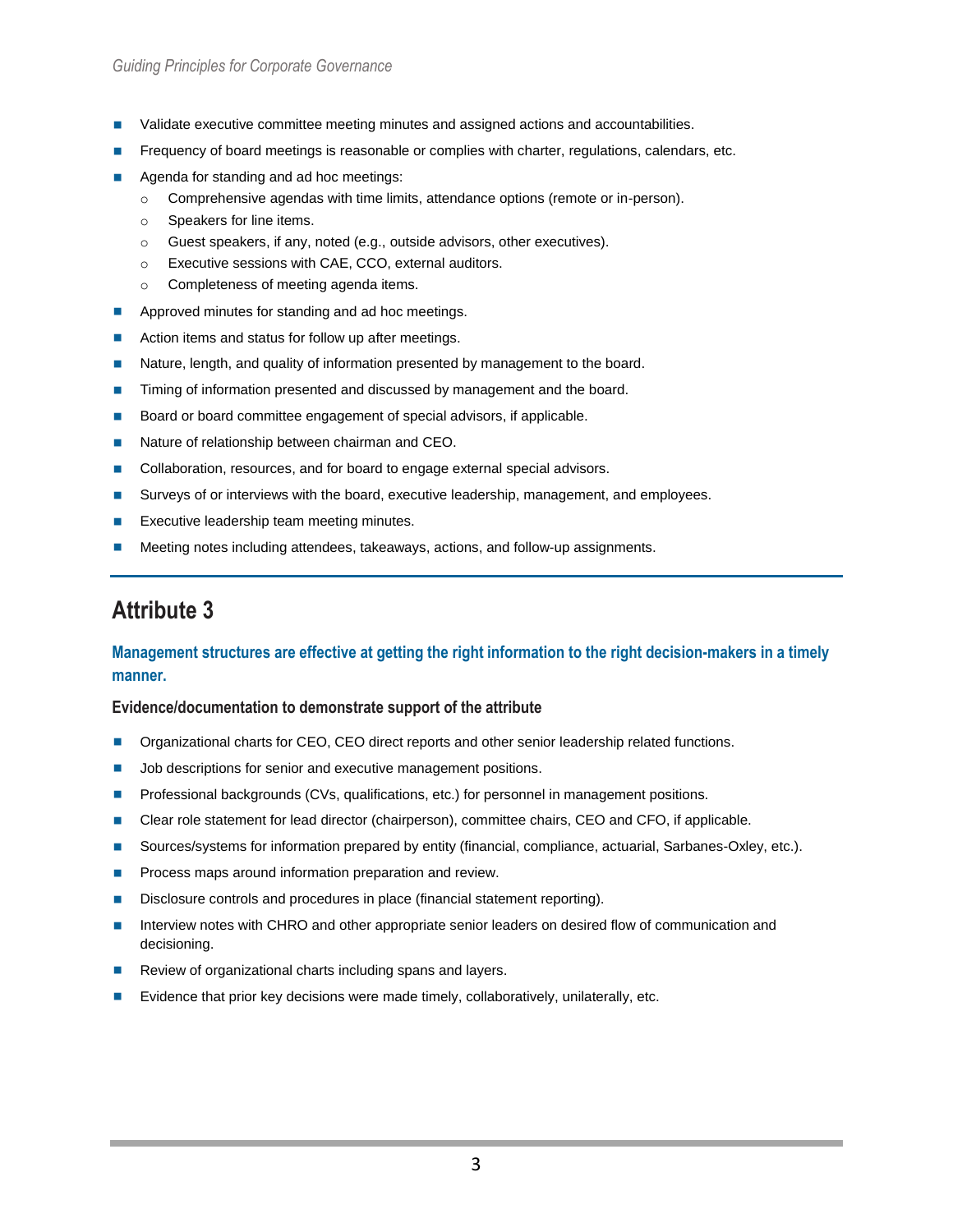- Validate executive committee meeting minutes and assigned actions and accountabilities.
- Frequency of board meetings is reasonable or complies with charter, regulations, calendars, etc.
- Agenda for standing and ad hoc meetings:
  - Comprehensive agendas with time limits, attendance options (remote or in-person).
  - Speakers for line items.
  - Guest speakers, if any, noted (e.g., outside advisors, other executives).
  - Executive sessions with CAE, CCO, external auditors.
  - Completeness of meeting agenda items.
- Approved minutes for standing and ad hoc meetings.
- Action items and status for follow up after meetings.
- Nature, length, and quality of information presented by management to the board.
- Timing of information presented and discussed by management and the board.
- Board or board committee engagement of special advisors, if applicable.
- Nature of relationship between chairman and CEO.
- Collaboration, resources, and for board to engage external special advisors.
- Surveys of or interviews with the board, executive leadership, management, and employees.
- Executive leadership team meeting minutes.
- Meeting notes including attendees, takeaways, actions, and follow-up assignments.

## Attribute 3

### Management structures are effective at getting the right information to the right decision-makers in a timely manner.

#### Evidence/documentation to demonstrate support of the attribute

- Organizational charts for CEO, CEO direct reports and other senior leadership related functions.
- Job descriptions for senior and executive management positions.
- Professional backgrounds (CVs, qualifications, etc.) for personnel in management positions.
- Clear role statement for lead director (chairperson), committee chairs, CEO and CFO, if applicable.
- Sources/systems for information prepared by entity (financial, compliance, actuarial, Sarbanes-Oxley, etc.).
- Process maps around information preparation and review.
- Disclosure controls and procedures in place (financial statement reporting).
- Interview notes with CHRO and other appropriate senior leaders on desired flow of communication and decisioning.
- Review of organizational charts including spans and layers.
- Evidence that prior key decisions were made timely, collaboratively, unilaterally, etc.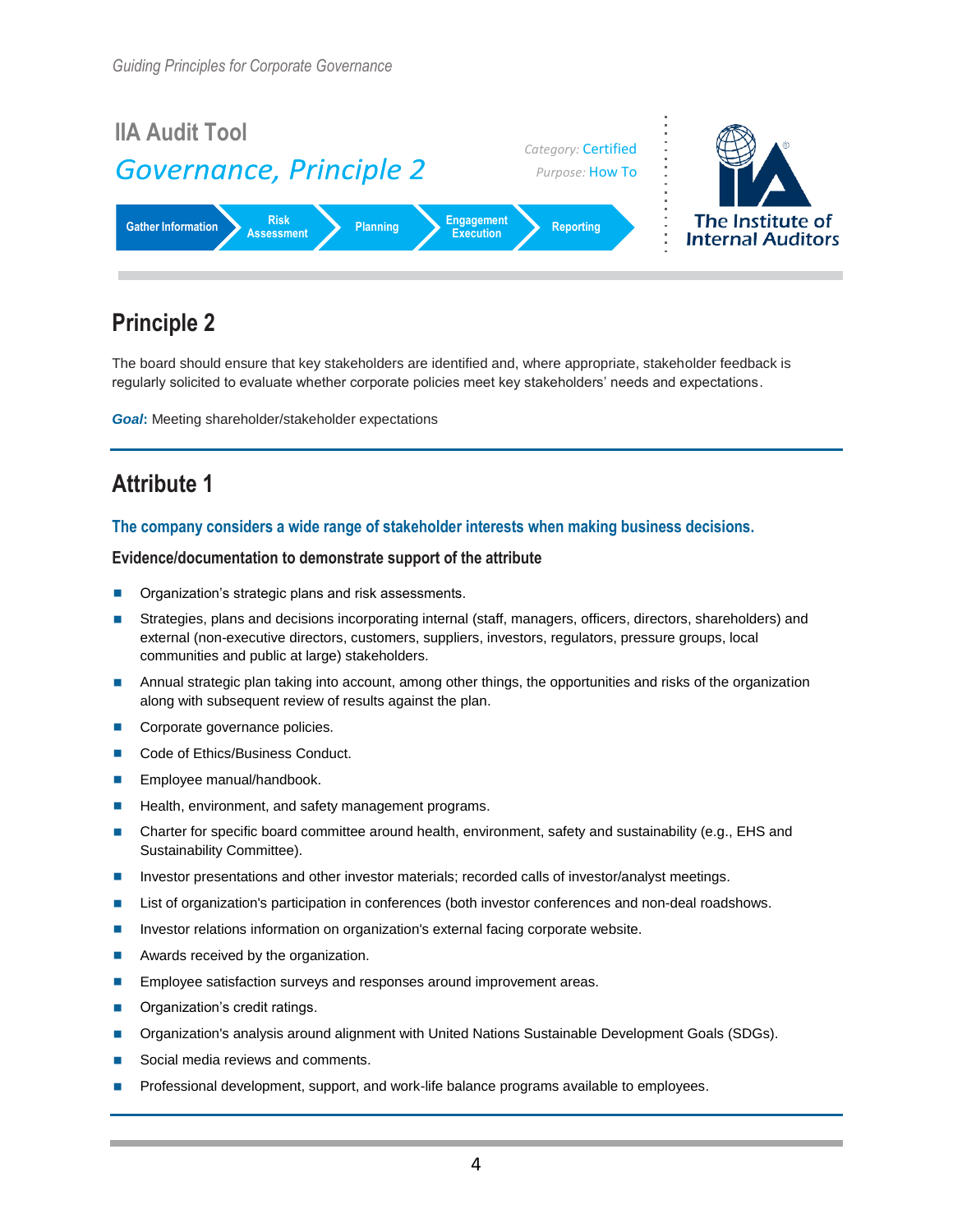# IIA Audit Tool

*Governance, Principle 2*

*Category:* Certified
*Purpose:* How To

Gather Information → Risk Assessment → Planning → Engagement Execution → Reporting

The Institute of Internal Auditors

## Principle 2

The board should ensure that key stakeholders are identified and, where appropriate, stakeholder feedback is regularly solicited to evaluate whether corporate policies meet key stakeholders' needs and expectations.

***Goal*:** Meeting shareholder/stakeholder expectations

## Attribute 1

### The company considers a wide range of stakeholder interests when making business decisions.

#### Evidence/documentation to demonstrate support of the attribute

- Organization's strategic plans and risk assessments.
- Strategies, plans and decisions incorporating internal (staff, managers, officers, directors, shareholders) and external (non-executive directors, customers, suppliers, investors, regulators, pressure groups, local communities and public at large) stakeholders.
- Annual strategic plan taking into account, among other things, the opportunities and risks of the organization along with subsequent review of results against the plan.
- Corporate governance policies.
- Code of Ethics/Business Conduct.
- Employee manual/handbook.
- Health, environment, and safety management programs.
- Charter for specific board committee around health, environment, safety and sustainability (e.g., EHS and Sustainability Committee).
- Investor presentations and other investor materials; recorded calls of investor/analyst meetings.
- List of organization's participation in conferences (both investor conferences and non-deal roadshows.
- Investor relations information on organization's external facing corporate website.
- Awards received by the organization.
- Employee satisfaction surveys and responses around improvement areas.
- Organization's credit ratings.
- Organization's analysis around alignment with United Nations Sustainable Development Goals (SDGs).
- Social media reviews and comments.
- Professional development, support, and work-life balance programs available to employees.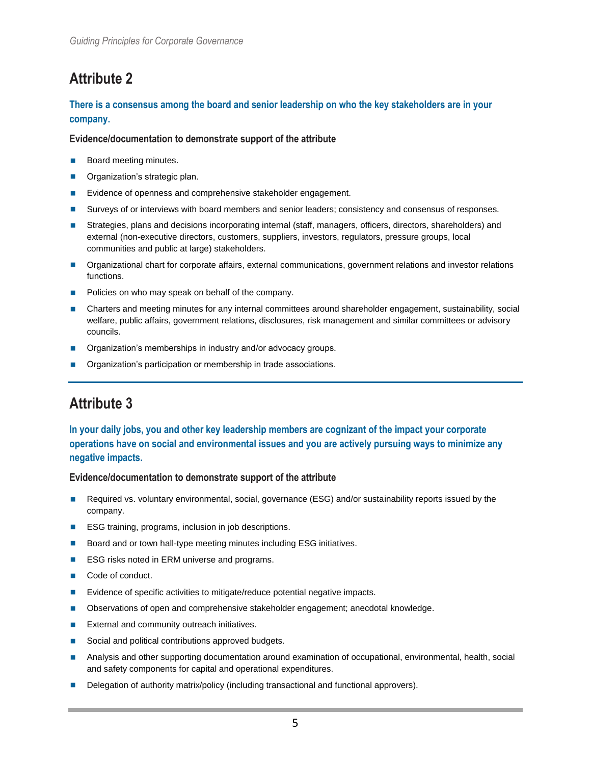## Attribute 2

**There is a consensus among the board and senior leadership on who the key stakeholders are in your company.**

**Evidence/documentation to demonstrate support of the attribute**

- Board meeting minutes.
- Organization's strategic plan.
- Evidence of openness and comprehensive stakeholder engagement.
- Surveys of or interviews with board members and senior leaders; consistency and consensus of responses.
- Strategies, plans and decisions incorporating internal (staff, managers, officers, directors, shareholders) and external (non-executive directors, customers, suppliers, investors, regulators, pressure groups, local communities and public at large) stakeholders.
- Organizational chart for corporate affairs, external communications, government relations and investor relations functions.
- Policies on who may speak on behalf of the company.
- Charters and meeting minutes for any internal committees around shareholder engagement, sustainability, social welfare, public affairs, government relations, disclosures, risk management and similar committees or advisory councils.
- Organization's memberships in industry and/or advocacy groups.
- Organization's participation or membership in trade associations.

## Attribute 3

**In your daily jobs, you and other key leadership members are cognizant of the impact your corporate operations have on social and environmental issues and you are actively pursuing ways to minimize any negative impacts.**

**Evidence/documentation to demonstrate support of the attribute**

- Required vs. voluntary environmental, social, governance (ESG) and/or sustainability reports issued by the company.
- ESG training, programs, inclusion in job descriptions.
- Board and or town hall-type meeting minutes including ESG initiatives.
- ESG risks noted in ERM universe and programs.
- Code of conduct.
- Evidence of specific activities to mitigate/reduce potential negative impacts.
- Observations of open and comprehensive stakeholder engagement; anecdotal knowledge.
- External and community outreach initiatives.
- Social and political contributions approved budgets.
- Analysis and other supporting documentation around examination of occupational, environmental, health, social and safety components for capital and operational expenditures.
- Delegation of authority matrix/policy (including transactional and functional approvers).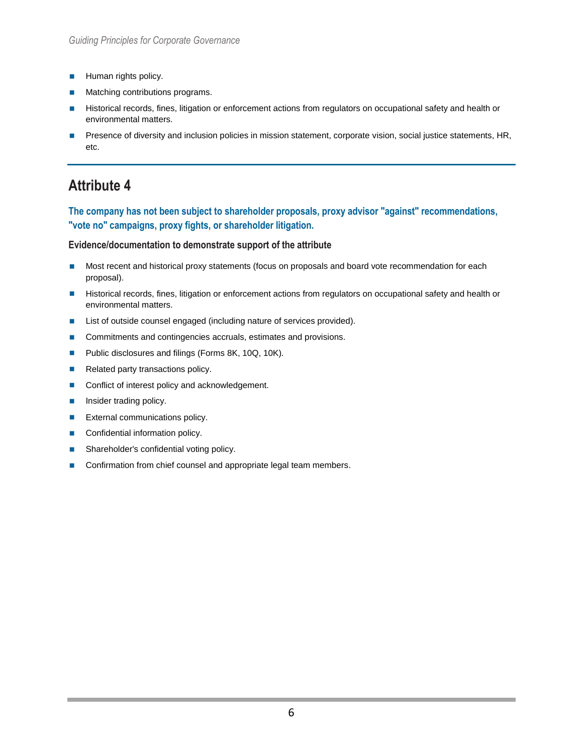- Human rights policy.
- Matching contributions programs.
- Historical records, fines, litigation or enforcement actions from regulators on occupational safety and health or environmental matters.
- Presence of diversity and inclusion policies in mission statement, corporate vision, social justice statements, HR, etc.

---

## Attribute 4

**The company has not been subject to shareholder proposals, proxy advisor "against" recommendations, "vote no" campaigns, proxy fights, or shareholder litigation.**

**Evidence/documentation to demonstrate support of the attribute**

- Most recent and historical proxy statements (focus on proposals and board vote recommendation for each proposal).
- Historical records, fines, litigation or enforcement actions from regulators on occupational safety and health or environmental matters.
- List of outside counsel engaged (including nature of services provided).
- Commitments and contingencies accruals, estimates and provisions.
- Public disclosures and filings (Forms 8K, 10Q, 10K).
- Related party transactions policy.
- Conflict of interest policy and acknowledgement.
- Insider trading policy.
- External communications policy.
- Confidential information policy.
- Shareholder's confidential voting policy.
- Confirmation from chief counsel and appropriate legal team members.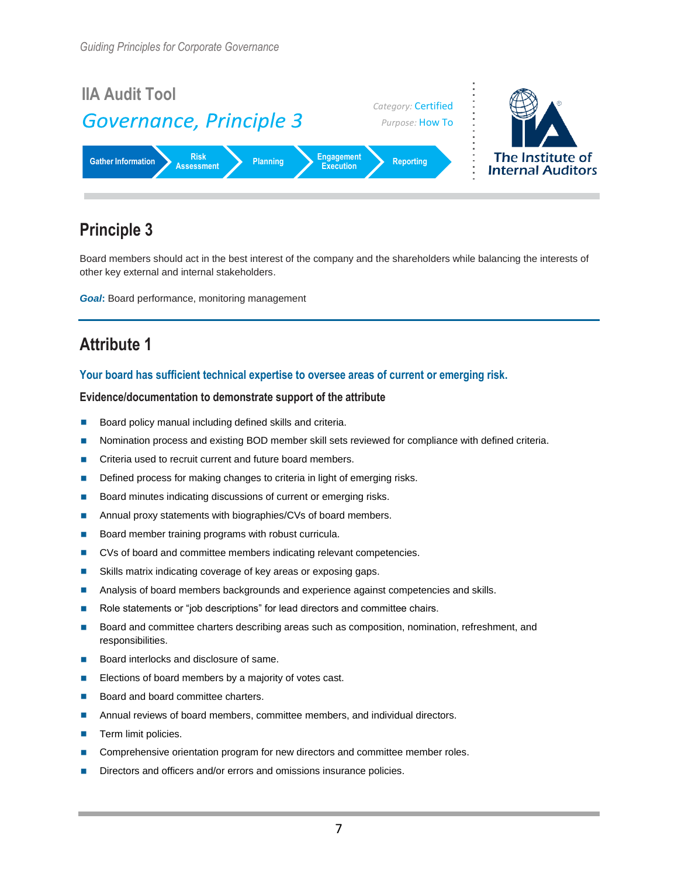## IIA Audit Tool

*Governance, Principle 3*

*Category:* Certified
*Purpose:* How To

Gather Information | Risk Assessment | Planning | Engagement Execution | Reporting

The Institute of Internal Auditors

# Principle 3

Board members should act in the best interest of the company and the shareholders while balancing the interests of other key external and internal stakeholders.

***Goal*:** Board performance, monitoring management

## Attribute 1

### Your board has sufficient technical expertise to oversee areas of current or emerging risk.

**Evidence/documentation to demonstrate support of the attribute**

- Board policy manual including defined skills and criteria.
- Nomination process and existing BOD member skill sets reviewed for compliance with defined criteria.
- Criteria used to recruit current and future board members.
- Defined process for making changes to criteria in light of emerging risks.
- Board minutes indicating discussions of current or emerging risks.
- Annual proxy statements with biographies/CVs of board members.
- Board member training programs with robust curricula.
- CVs of board and committee members indicating relevant competencies.
- Skills matrix indicating coverage of key areas or exposing gaps.
- Analysis of board members backgrounds and experience against competencies and skills.
- Role statements or "job descriptions" for lead directors and committee chairs.
- Board and committee charters describing areas such as composition, nomination, refreshment, and responsibilities.
- Board interlocks and disclosure of same.
- Elections of board members by a majority of votes cast.
- Board and board committee charters.
- Annual reviews of board members, committee members, and individual directors.
- Term limit policies.
- Comprehensive orientation program for new directors and committee member roles.
- Directors and officers and/or errors and omissions insurance policies.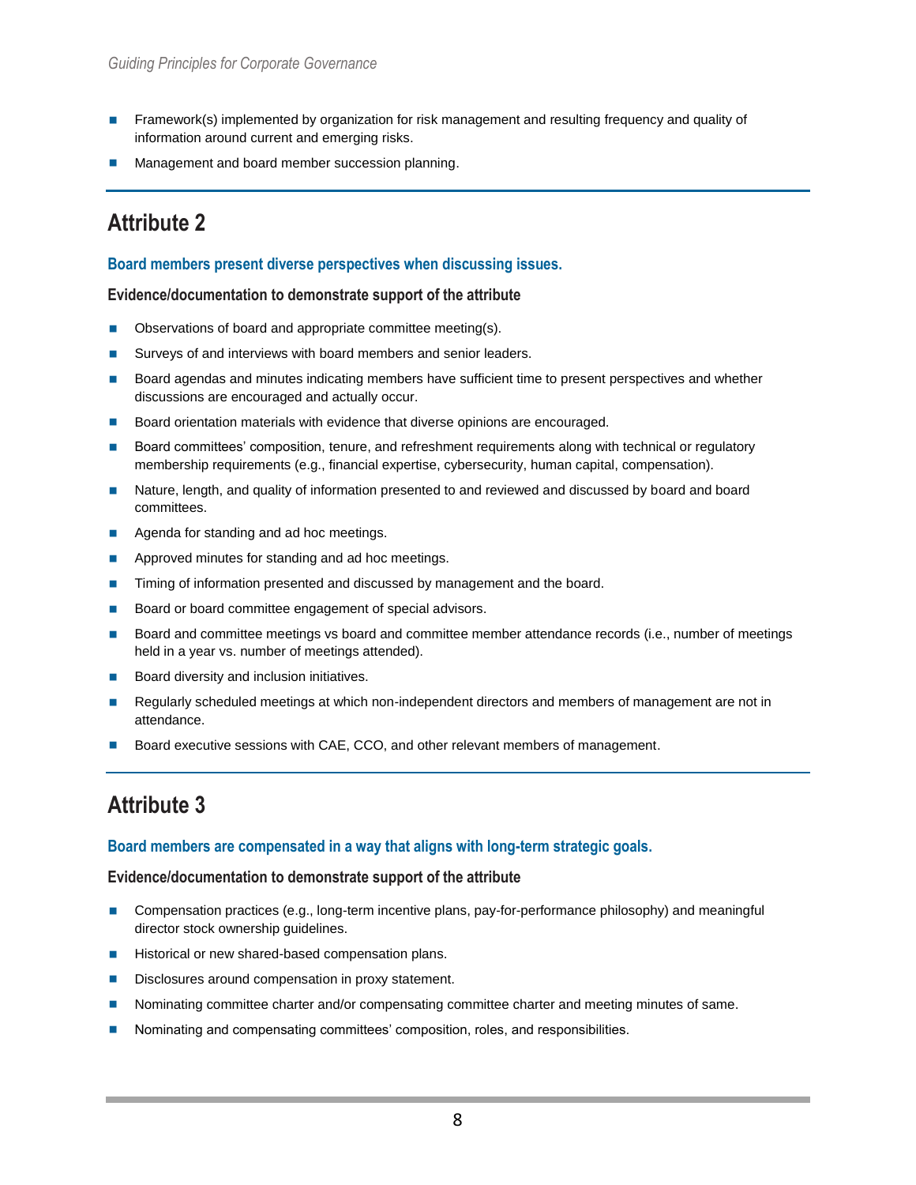- Framework(s) implemented by organization for risk management and resulting frequency and quality of information around current and emerging risks.
- Management and board member succession planning.

---

## Attribute 2

### Board members present diverse perspectives when discussing issues.

#### Evidence/documentation to demonstrate support of the attribute

- Observations of board and appropriate committee meeting(s).
- Surveys of and interviews with board members and senior leaders.
- Board agendas and minutes indicating members have sufficient time to present perspectives and whether discussions are encouraged and actually occur.
- Board orientation materials with evidence that diverse opinions are encouraged.
- Board committees' composition, tenure, and refreshment requirements along with technical or regulatory membership requirements (e.g., financial expertise, cybersecurity, human capital, compensation).
- Nature, length, and quality of information presented to and reviewed and discussed by board and board committees.
- Agenda for standing and ad hoc meetings.
- Approved minutes for standing and ad hoc meetings.
- Timing of information presented and discussed by management and the board.
- Board or board committee engagement of special advisors.
- Board and committee meetings vs board and committee member attendance records (i.e., number of meetings held in a year vs. number of meetings attended).
- Board diversity and inclusion initiatives.
- Regularly scheduled meetings at which non-independent directors and members of management are not in attendance.
- Board executive sessions with CAE, CCO, and other relevant members of management.

---

## Attribute 3

### Board members are compensated in a way that aligns with long-term strategic goals.

#### Evidence/documentation to demonstrate support of the attribute

- Compensation practices (e.g., long-term incentive plans, pay-for-performance philosophy) and meaningful director stock ownership guidelines.
- Historical or new shared-based compensation plans.
- Disclosures around compensation in proxy statement.
- Nominating committee charter and/or compensating committee charter and meeting minutes of same.
- Nominating and compensating committees' composition, roles, and responsibilities.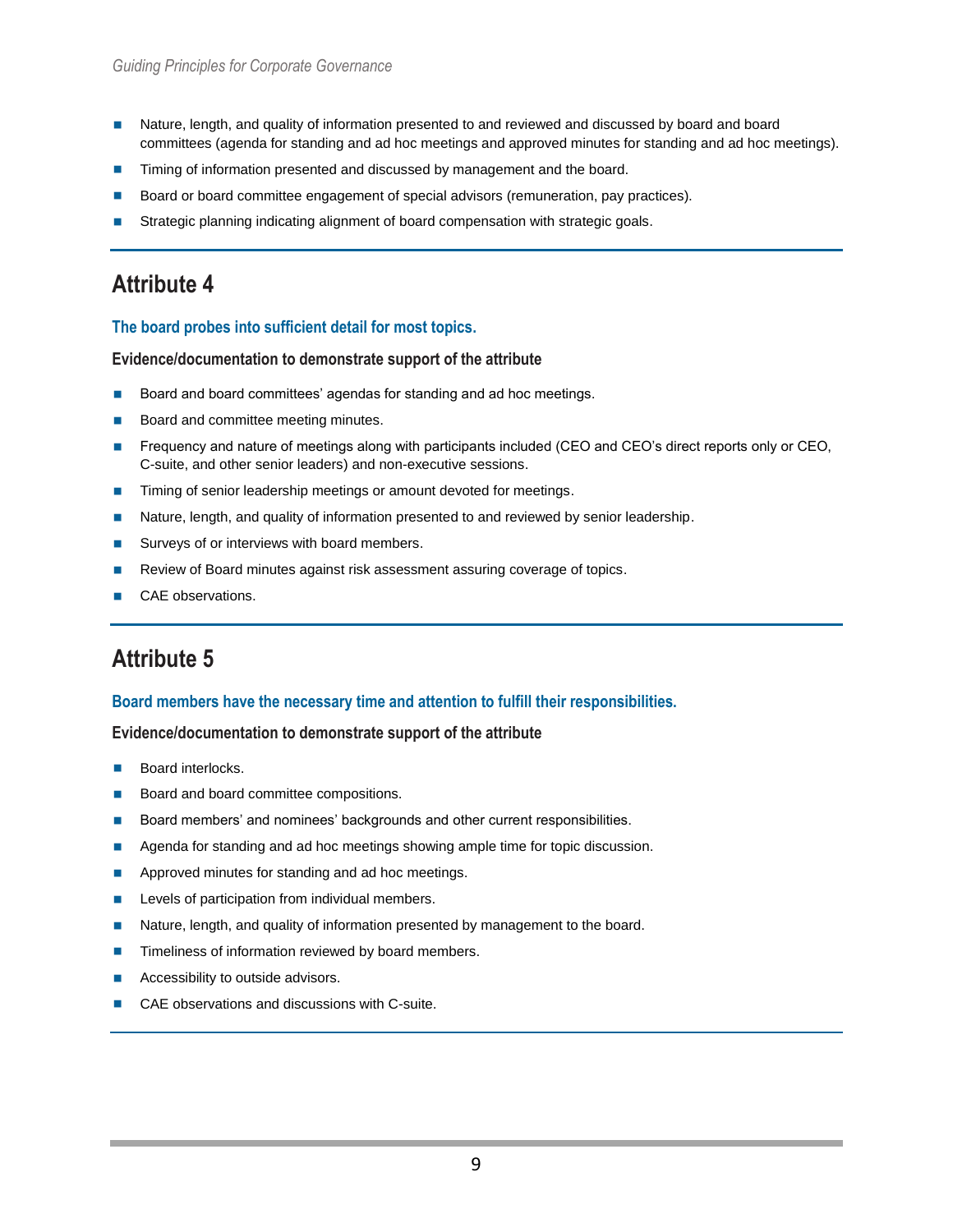- Nature, length, and quality of information presented to and reviewed and discussed by board and board committees (agenda for standing and ad hoc meetings and approved minutes for standing and ad hoc meetings).
- Timing of information presented and discussed by management and the board.
- Board or board committee engagement of special advisors (remuneration, pay practices).
- Strategic planning indicating alignment of board compensation with strategic goals.

## Attribute 4

**The board probes into sufficient detail for most topics.**

**Evidence/documentation to demonstrate support of the attribute**

- Board and board committees' agendas for standing and ad hoc meetings.
- Board and committee meeting minutes.
- Frequency and nature of meetings along with participants included (CEO and CEO's direct reports only or CEO, C-suite, and other senior leaders) and non-executive sessions.
- Timing of senior leadership meetings or amount devoted for meetings.
- Nature, length, and quality of information presented to and reviewed by senior leadership.
- Surveys of or interviews with board members.
- Review of Board minutes against risk assessment assuring coverage of topics.
- CAE observations.

## Attribute 5

**Board members have the necessary time and attention to fulfill their responsibilities.**

**Evidence/documentation to demonstrate support of the attribute**

- Board interlocks.
- Board and board committee compositions.
- Board members' and nominees' backgrounds and other current responsibilities.
- Agenda for standing and ad hoc meetings showing ample time for topic discussion.
- Approved minutes for standing and ad hoc meetings.
- Levels of participation from individual members.
- Nature, length, and quality of information presented by management to the board.
- Timeliness of information reviewed by board members.
- Accessibility to outside advisors.
- CAE observations and discussions with C-suite.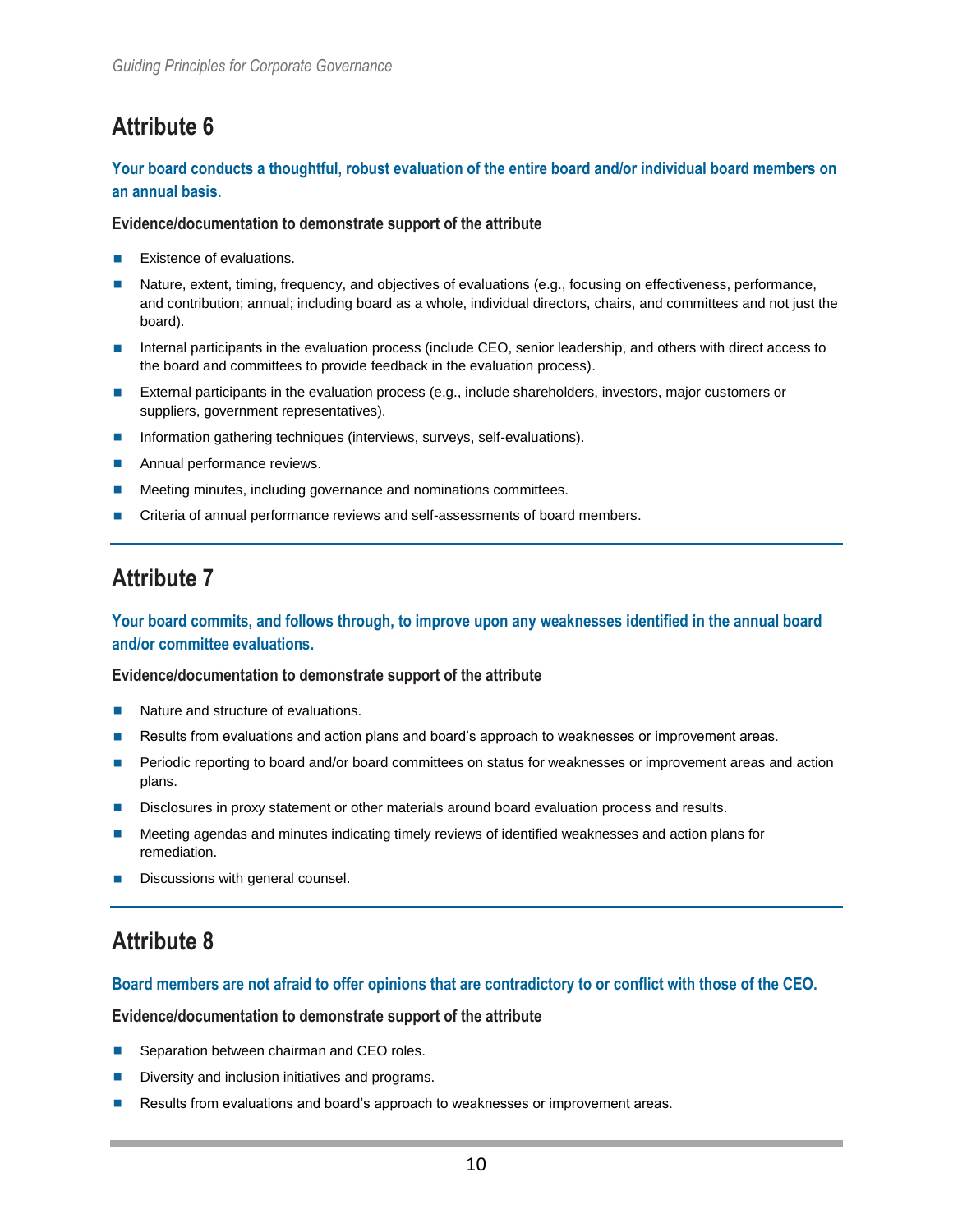## Attribute 6

**Your board conducts a thoughtful, robust evaluation of the entire board and/or individual board members on an annual basis.**

**Evidence/documentation to demonstrate support of the attribute**

- Existence of evaluations.
- Nature, extent, timing, frequency, and objectives of evaluations (e.g., focusing on effectiveness, performance, and contribution; annual; including board as a whole, individual directors, chairs, and committees and not just the board).
- Internal participants in the evaluation process (include CEO, senior leadership, and others with direct access to the board and committees to provide feedback in the evaluation process).
- External participants in the evaluation process (e.g., include shareholders, investors, major customers or suppliers, government representatives).
- Information gathering techniques (interviews, surveys, self-evaluations).
- Annual performance reviews.
- Meeting minutes, including governance and nominations committees.
- Criteria of annual performance reviews and self-assessments of board members.

## Attribute 7

**Your board commits, and follows through, to improve upon any weaknesses identified in the annual board and/or committee evaluations.**

**Evidence/documentation to demonstrate support of the attribute**

- Nature and structure of evaluations.
- Results from evaluations and action plans and board's approach to weaknesses or improvement areas.
- Periodic reporting to board and/or board committees on status for weaknesses or improvement areas and action plans.
- Disclosures in proxy statement or other materials around board evaluation process and results.
- Meeting agendas and minutes indicating timely reviews of identified weaknesses and action plans for remediation.
- Discussions with general counsel.

## Attribute 8

**Board members are not afraid to offer opinions that are contradictory to or conflict with those of the CEO.**

**Evidence/documentation to demonstrate support of the attribute**

- Separation between chairman and CEO roles.
- Diversity and inclusion initiatives and programs.
- Results from evaluations and board's approach to weaknesses or improvement areas.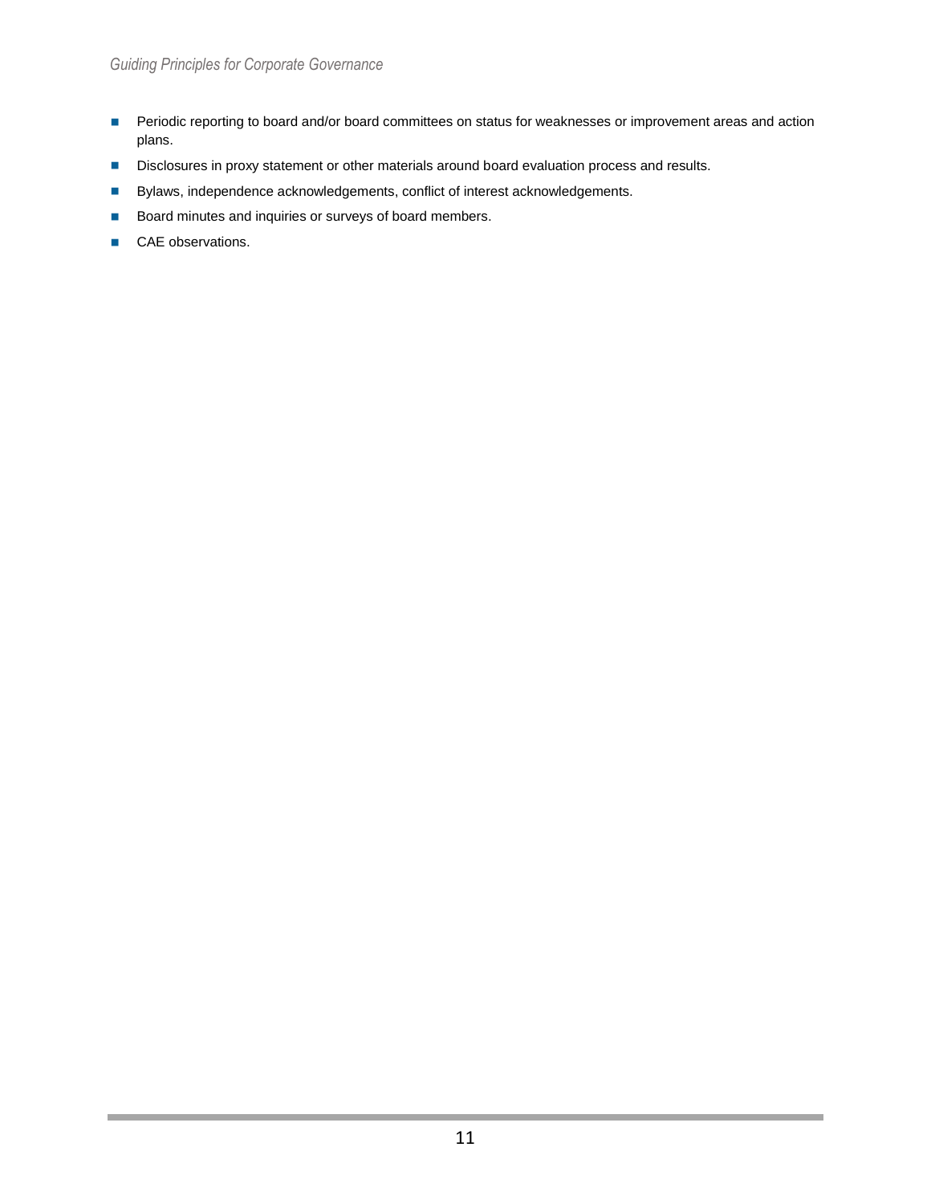- Periodic reporting to board and/or board committees on status for weaknesses or improvement areas and action plans.
- Disclosures in proxy statement or other materials around board evaluation process and results.
- Bylaws, independence acknowledgements, conflict of interest acknowledgements.
- Board minutes and inquiries or surveys of board members.
- CAE observations.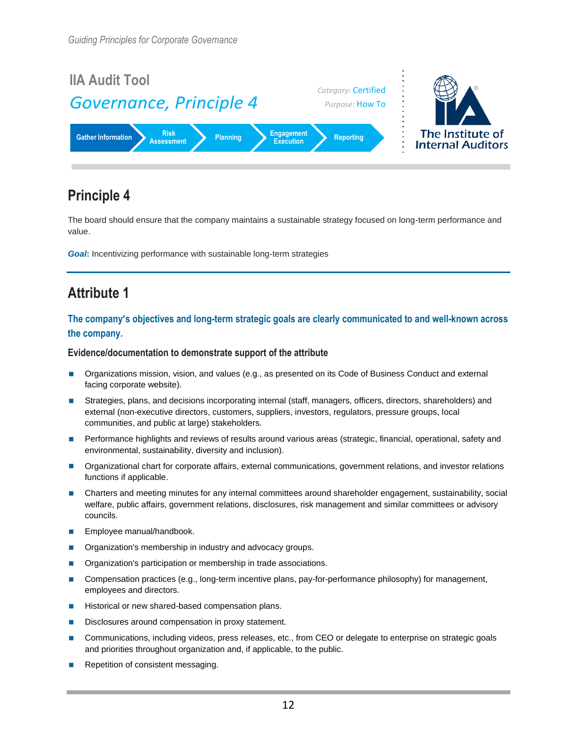# IIA Audit Tool

## Governance, Principle 4

*Category:* Certified
*Purpose:* How To

Gather Information | Risk Assessment | Planning | Engagement Execution | Reporting

The Institute of Internal Auditors

## Principle 4

The board should ensure that the company maintains a sustainable strategy focused on long-term performance and value.

***Goal*:** Incentivizing performance with sustainable long-term strategies

## Attribute 1

### The company's objectives and long-term strategic goals are clearly communicated to and well-known across the company.

#### Evidence/documentation to demonstrate support of the attribute

- Organizations mission, vision, and values (e.g., as presented on its Code of Business Conduct and external facing corporate website).
- Strategies, plans, and decisions incorporating internal (staff, managers, officers, directors, shareholders) and external (non-executive directors, customers, suppliers, investors, regulators, pressure groups, local communities, and public at large) stakeholders.
- Performance highlights and reviews of results around various areas (strategic, financial, operational, safety and environmental, sustainability, diversity and inclusion).
- Organizational chart for corporate affairs, external communications, government relations, and investor relations functions if applicable.
- Charters and meeting minutes for any internal committees around shareholder engagement, sustainability, social welfare, public affairs, government relations, disclosures, risk management and similar committees or advisory councils.
- Employee manual/handbook.
- Organization's membership in industry and advocacy groups.
- Organization's participation or membership in trade associations.
- Compensation practices (e.g., long-term incentive plans, pay-for-performance philosophy) for management, employees and directors.
- Historical or new shared-based compensation plans.
- Disclosures around compensation in proxy statement.
- Communications, including videos, press releases, etc., from CEO or delegate to enterprise on strategic goals and priorities throughout organization and, if applicable, to the public.
- Repetition of consistent messaging.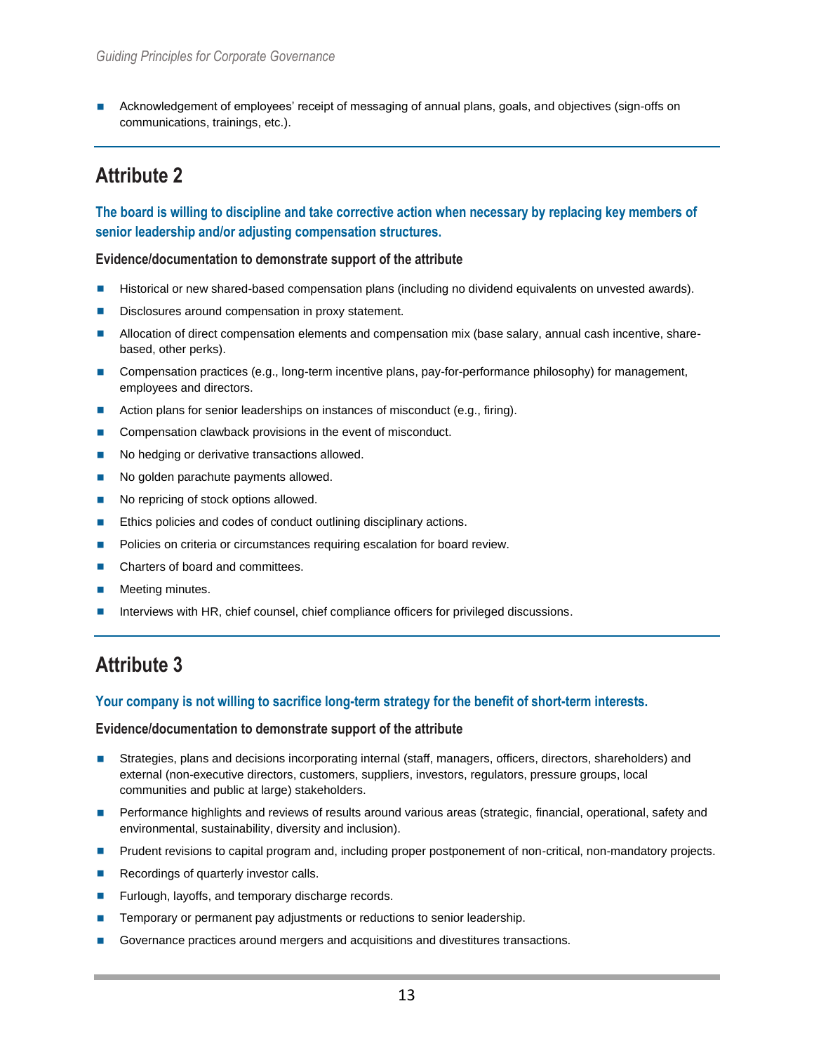- Acknowledgement of employees' receipt of messaging of annual plans, goals, and objectives (sign-offs on communications, trainings, etc.).

## Attribute 2

### The board is willing to discipline and take corrective action when necessary by replacing key members of senior leadership and/or adjusting compensation structures.

**Evidence/documentation to demonstrate support of the attribute**

- Historical or new shared-based compensation plans (including no dividend equivalents on unvested awards).
- Disclosures around compensation in proxy statement.
- Allocation of direct compensation elements and compensation mix (base salary, annual cash incentive, share-based, other perks).
- Compensation practices (e.g., long-term incentive plans, pay-for-performance philosophy) for management, employees and directors.
- Action plans for senior leaderships on instances of misconduct (e.g., firing).
- Compensation clawback provisions in the event of misconduct.
- No hedging or derivative transactions allowed.
- No golden parachute payments allowed.
- No repricing of stock options allowed.
- Ethics policies and codes of conduct outlining disciplinary actions.
- Policies on criteria or circumstances requiring escalation for board review.
- Charters of board and committees.
- Meeting minutes.
- Interviews with HR, chief counsel, chief compliance officers for privileged discussions.

## Attribute 3

### Your company is not willing to sacrifice long-term strategy for the benefit of short-term interests.

**Evidence/documentation to demonstrate support of the attribute**

- Strategies, plans and decisions incorporating internal (staff, managers, officers, directors, shareholders) and external (non-executive directors, customers, suppliers, investors, regulators, pressure groups, local communities and public at large) stakeholders.
- Performance highlights and reviews of results around various areas (strategic, financial, operational, safety and environmental, sustainability, diversity and inclusion).
- Prudent revisions to capital program and, including proper postponement of non-critical, non-mandatory projects.
- Recordings of quarterly investor calls.
- Furlough, layoffs, and temporary discharge records.
- Temporary or permanent pay adjustments or reductions to senior leadership.
- Governance practices around mergers and acquisitions and divestitures transactions.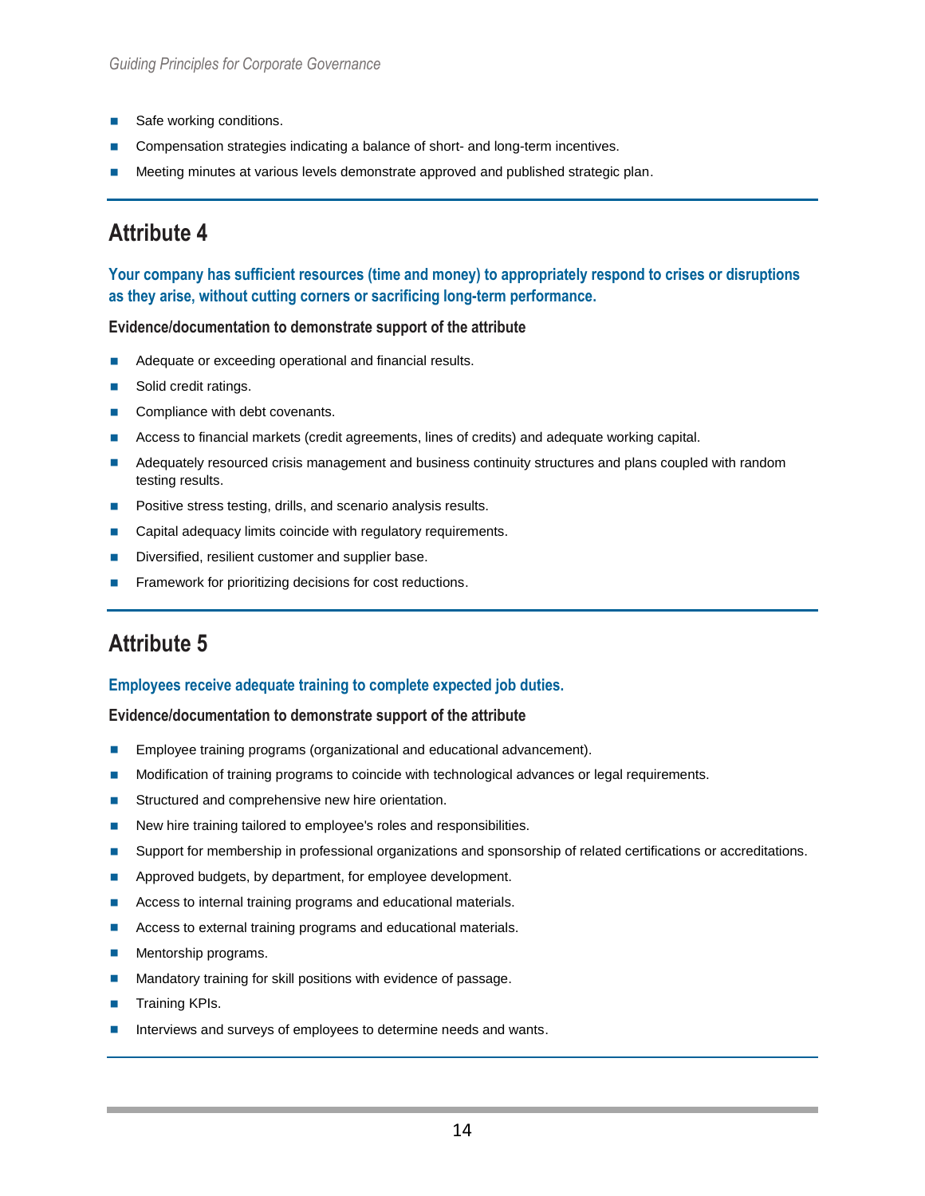- Safe working conditions.
- Compensation strategies indicating a balance of short- and long-term incentives.
- Meeting minutes at various levels demonstrate approved and published strategic plan.

## Attribute 4

**Your company has sufficient resources (time and money) to appropriately respond to crises or disruptions as they arise, without cutting corners or sacrificing long-term performance.**

**Evidence/documentation to demonstrate support of the attribute**

- Adequate or exceeding operational and financial results.
- Solid credit ratings.
- Compliance with debt covenants.
- Access to financial markets (credit agreements, lines of credits) and adequate working capital.
- Adequately resourced crisis management and business continuity structures and plans coupled with random testing results.
- Positive stress testing, drills, and scenario analysis results.
- Capital adequacy limits coincide with regulatory requirements.
- Diversified, resilient customer and supplier base.
- Framework for prioritizing decisions for cost reductions.

## Attribute 5

**Employees receive adequate training to complete expected job duties.**

**Evidence/documentation to demonstrate support of the attribute**

- Employee training programs (organizational and educational advancement).
- Modification of training programs to coincide with technological advances or legal requirements.
- Structured and comprehensive new hire orientation.
- New hire training tailored to employee's roles and responsibilities.
- Support for membership in professional organizations and sponsorship of related certifications or accreditations.
- Approved budgets, by department, for employee development.
- Access to internal training programs and educational materials.
- Access to external training programs and educational materials.
- Mentorship programs.
- Mandatory training for skill positions with evidence of passage.
- Training KPIs.
- Interviews and surveys of employees to determine needs and wants.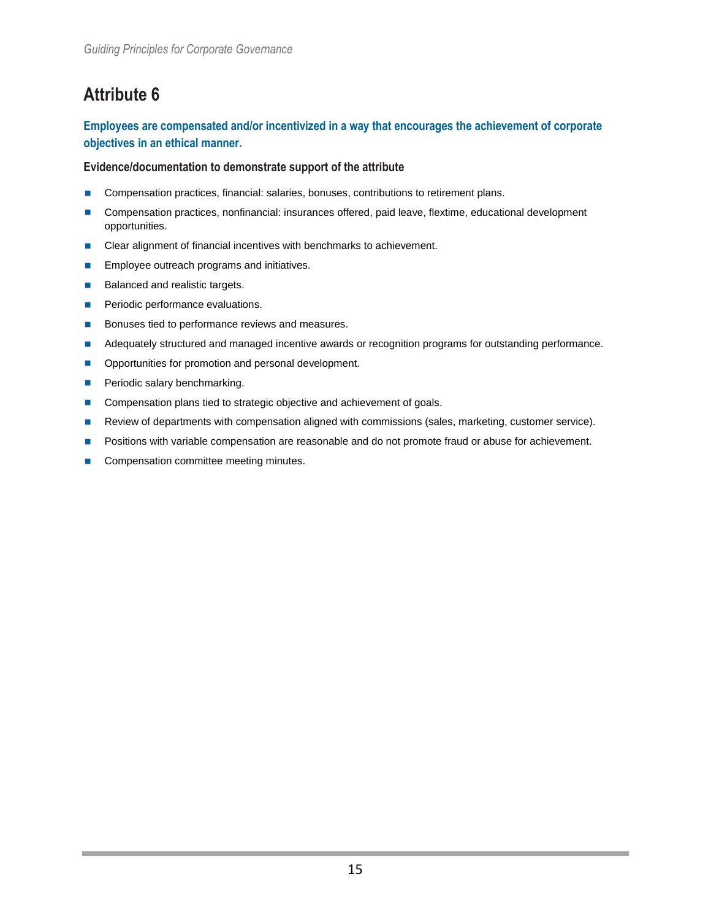## Attribute 6

**Employees are compensated and/or incentivized in a way that encourages the achievement of corporate objectives in an ethical manner.**

**Evidence/documentation to demonstrate support of the attribute**

- Compensation practices, financial: salaries, bonuses, contributions to retirement plans.
- Compensation practices, nonfinancial: insurances offered, paid leave, flextime, educational development opportunities.
- Clear alignment of financial incentives with benchmarks to achievement.
- Employee outreach programs and initiatives.
- Balanced and realistic targets.
- Periodic performance evaluations.
- Bonuses tied to performance reviews and measures.
- Adequately structured and managed incentive awards or recognition programs for outstanding performance.
- Opportunities for promotion and personal development.
- Periodic salary benchmarking.
- Compensation plans tied to strategic objective and achievement of goals.
- Review of departments with compensation aligned with commissions (sales, marketing, customer service).
- Positions with variable compensation are reasonable and do not promote fraud or abuse for achievement.
- Compensation committee meeting minutes.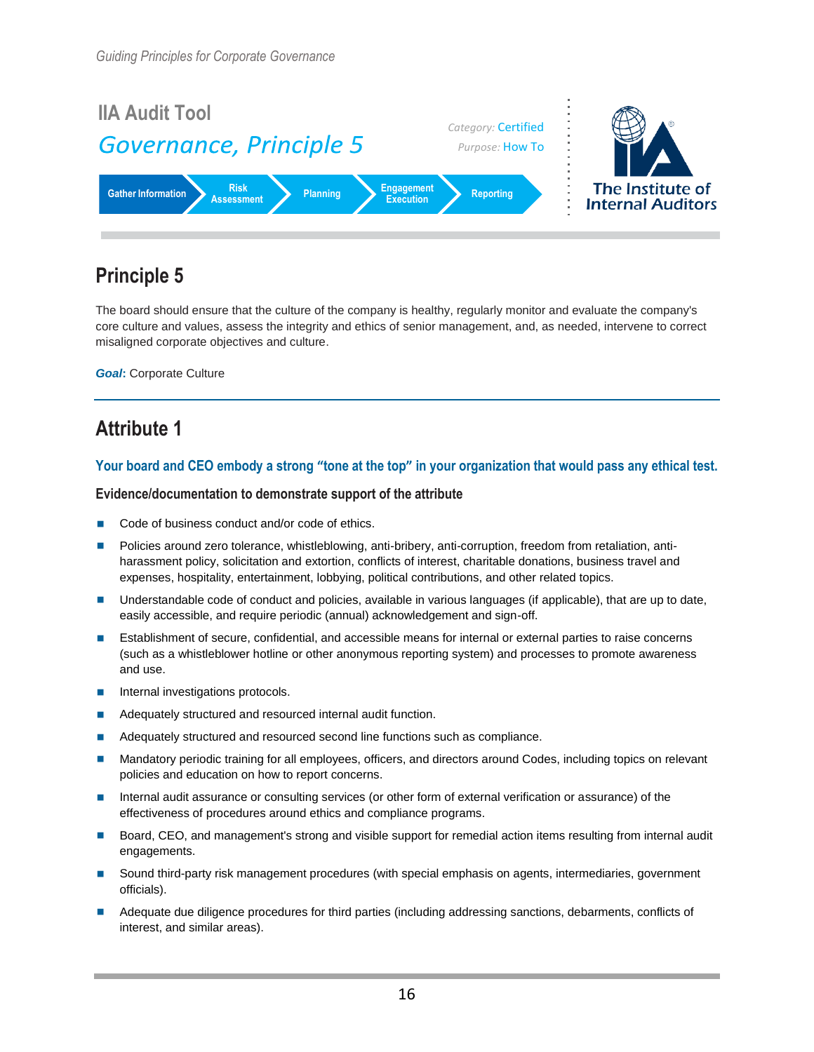## IIA Audit Tool

*Governance, Principle 5*

*Category:* Certified
*Purpose:* How To

Gather Information | Risk Assessment | Planning | Engagement Execution | Reporting

The Institute of Internal Auditors

# Principle 5

The board should ensure that the culture of the company is healthy, regularly monitor and evaluate the company's core culture and values, assess the integrity and ethics of senior management, and, as needed, intervene to correct misaligned corporate objectives and culture.

***Goal*:** Corporate Culture

# Attribute 1

### Your board and CEO embody a strong "tone at the top" in your organization that would pass any ethical test.

#### Evidence/documentation to demonstrate support of the attribute

- Code of business conduct and/or code of ethics.
- Policies around zero tolerance, whistleblowing, anti-bribery, anti-corruption, freedom from retaliation, anti-harassment policy, solicitation and extortion, conflicts of interest, charitable donations, business travel and expenses, hospitality, entertainment, lobbying, political contributions, and other related topics.
- Understandable code of conduct and policies, available in various languages (if applicable), that are up to date, easily accessible, and require periodic (annual) acknowledgement and sign-off.
- Establishment of secure, confidential, and accessible means for internal or external parties to raise concerns (such as a whistleblower hotline or other anonymous reporting system) and processes to promote awareness and use.
- Internal investigations protocols.
- Adequately structured and resourced internal audit function.
- Adequately structured and resourced second line functions such as compliance.
- Mandatory periodic training for all employees, officers, and directors around Codes, including topics on relevant policies and education on how to report concerns.
- Internal audit assurance or consulting services (or other form of external verification or assurance) of the effectiveness of procedures around ethics and compliance programs.
- Board, CEO, and management's strong and visible support for remedial action items resulting from internal audit engagements.
- Sound third-party risk management procedures (with special emphasis on agents, intermediaries, government officials).
- Adequate due diligence procedures for third parties (including addressing sanctions, debarments, conflicts of interest, and similar areas).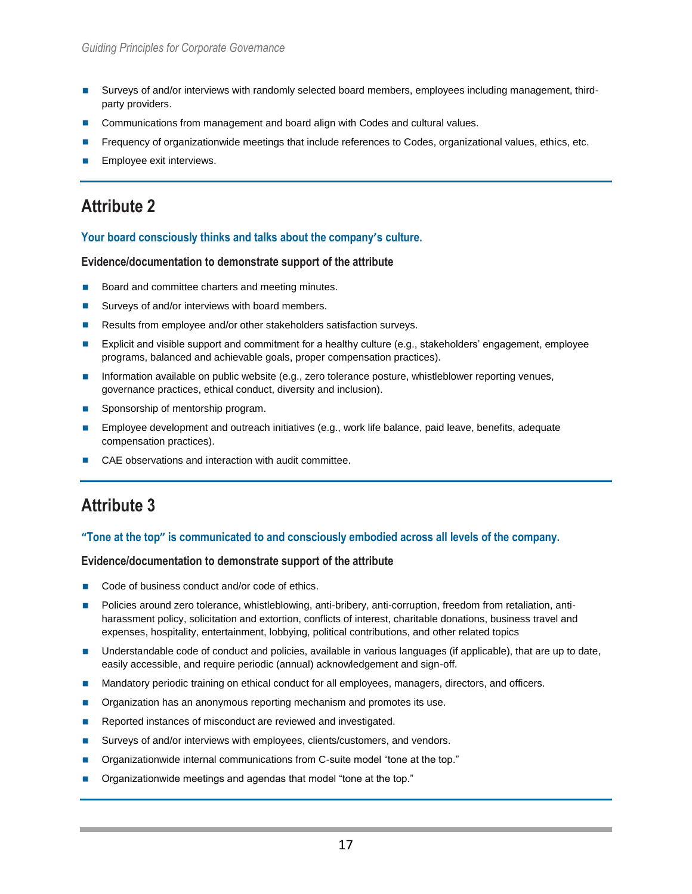- Surveys of and/or interviews with randomly selected board members, employees including management, third-party providers.
- Communications from management and board align with Codes and cultural values.
- Frequency of organizationwide meetings that include references to Codes, organizational values, ethics, etc.
- Employee exit interviews.

## Attribute 2

**Your board consciously thinks and talks about the company's culture.**

**Evidence/documentation to demonstrate support of the attribute**

- Board and committee charters and meeting minutes.
- Surveys of and/or interviews with board members.
- Results from employee and/or other stakeholders satisfaction surveys.
- Explicit and visible support and commitment for a healthy culture (e.g., stakeholders' engagement, employee programs, balanced and achievable goals, proper compensation practices).
- Information available on public website (e.g., zero tolerance posture, whistleblower reporting venues, governance practices, ethical conduct, diversity and inclusion).
- Sponsorship of mentorship program.
- Employee development and outreach initiatives (e.g., work life balance, paid leave, benefits, adequate compensation practices).
- CAE observations and interaction with audit committee.

## Attribute 3

**"Tone at the top" is communicated to and consciously embodied across all levels of the company.**

**Evidence/documentation to demonstrate support of the attribute**

- Code of business conduct and/or code of ethics.
- Policies around zero tolerance, whistleblowing, anti-bribery, anti-corruption, freedom from retaliation, anti-harassment policy, solicitation and extortion, conflicts of interest, charitable donations, business travel and expenses, hospitality, entertainment, lobbying, political contributions, and other related topics
- Understandable code of conduct and policies, available in various languages (if applicable), that are up to date, easily accessible, and require periodic (annual) acknowledgement and sign-off.
- Mandatory periodic training on ethical conduct for all employees, managers, directors, and officers.
- Organization has an anonymous reporting mechanism and promotes its use.
- Reported instances of misconduct are reviewed and investigated.
- Surveys of and/or interviews with employees, clients/customers, and vendors.
- Organizationwide internal communications from C-suite model "tone at the top."
- Organizationwide meetings and agendas that model "tone at the top."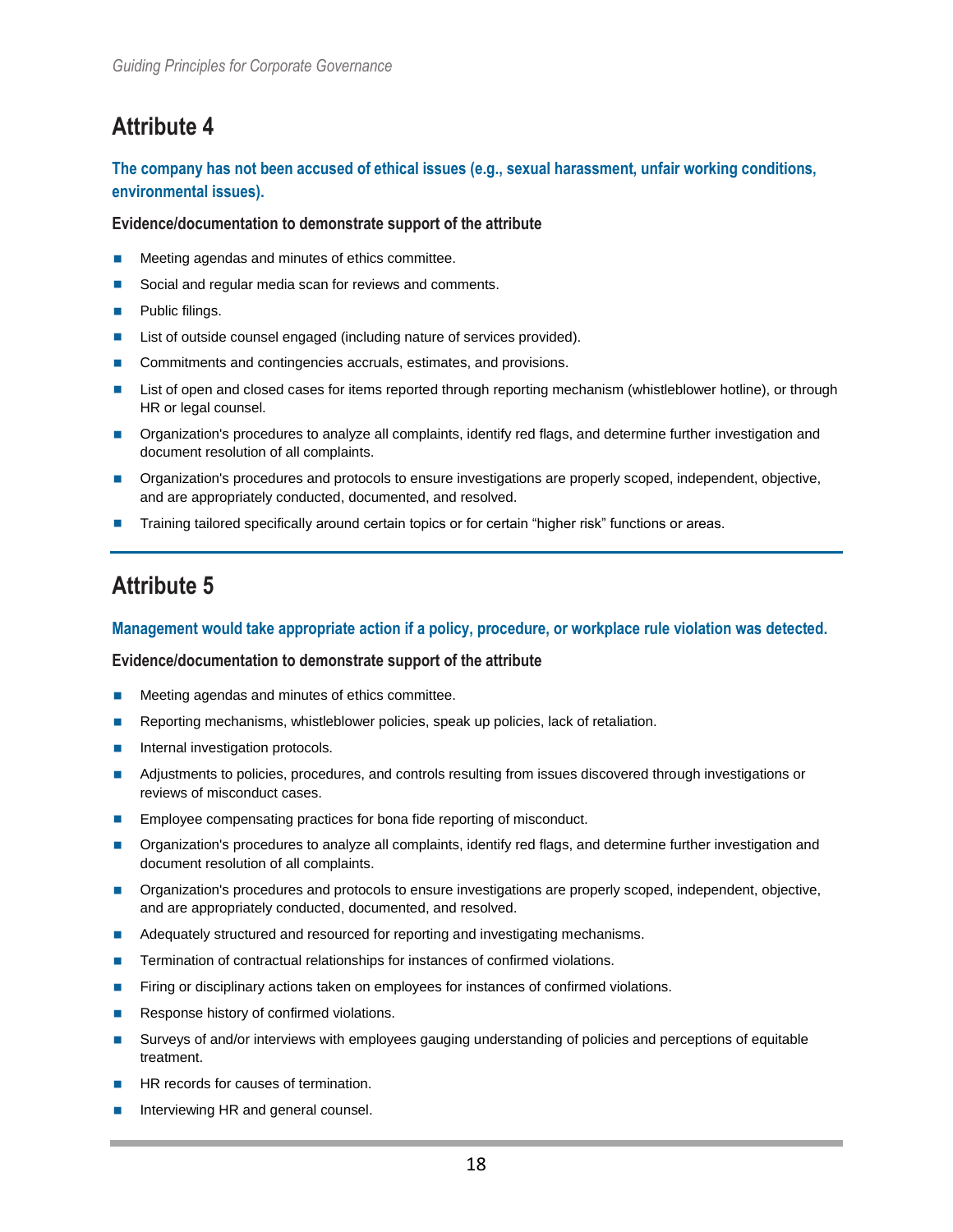## Attribute 4

**The company has not been accused of ethical issues (e.g., sexual harassment, unfair working conditions, environmental issues).**

**Evidence/documentation to demonstrate support of the attribute**

- Meeting agendas and minutes of ethics committee.
- Social and regular media scan for reviews and comments.
- Public filings.
- List of outside counsel engaged (including nature of services provided).
- Commitments and contingencies accruals, estimates, and provisions.
- List of open and closed cases for items reported through reporting mechanism (whistleblower hotline), or through HR or legal counsel.
- Organization's procedures to analyze all complaints, identify red flags, and determine further investigation and document resolution of all complaints.
- Organization's procedures and protocols to ensure investigations are properly scoped, independent, objective, and are appropriately conducted, documented, and resolved.
- Training tailored specifically around certain topics or for certain "higher risk" functions or areas.

---

## Attribute 5

**Management would take appropriate action if a policy, procedure, or workplace rule violation was detected.**

**Evidence/documentation to demonstrate support of the attribute**

- Meeting agendas and minutes of ethics committee.
- Reporting mechanisms, whistleblower policies, speak up policies, lack of retaliation.
- Internal investigation protocols.
- Adjustments to policies, procedures, and controls resulting from issues discovered through investigations or reviews of misconduct cases.
- Employee compensating practices for bona fide reporting of misconduct.
- Organization's procedures to analyze all complaints, identify red flags, and determine further investigation and document resolution of all complaints.
- Organization's procedures and protocols to ensure investigations are properly scoped, independent, objective, and are appropriately conducted, documented, and resolved.
- Adequately structured and resourced for reporting and investigating mechanisms.
- Termination of contractual relationships for instances of confirmed violations.
- Firing or disciplinary actions taken on employees for instances of confirmed violations.
- Response history of confirmed violations.
- Surveys of and/or interviews with employees gauging understanding of policies and perceptions of equitable treatment.
- HR records for causes of termination.
- Interviewing HR and general counsel.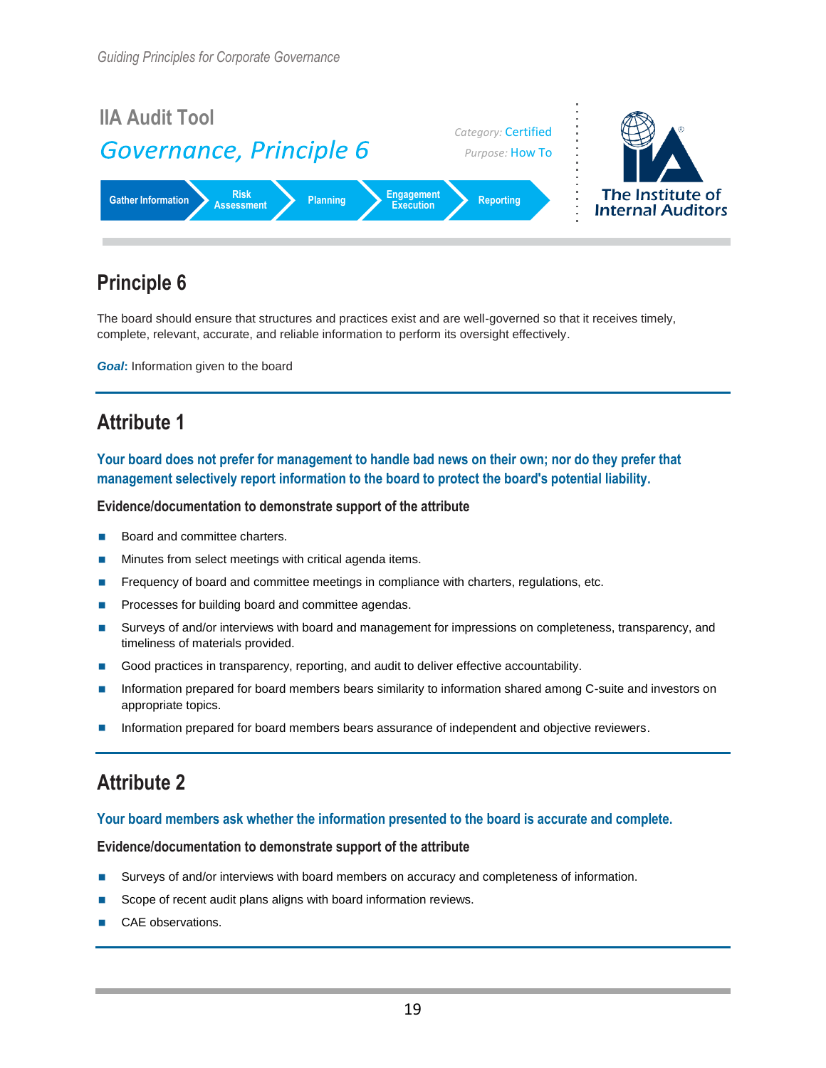## IIA Audit Tool

*Governance, Principle 6*

*Category:* Certified

*Purpose:* How To

Gather Information → Risk Assessment → Planning → Engagement Execution → Reporting

The Institute of Internal Auditors

# Principle 6

The board should ensure that structures and practices exist and are well-governed so that it receives timely, complete, relevant, accurate, and reliable information to perform its oversight effectively.

***Goal*:** Information given to the board

## Attribute 1

**Your board does not prefer for management to handle bad news on their own; nor do they prefer that management selectively report information to the board to protect the board's potential liability.**

### Evidence/documentation to demonstrate support of the attribute

- Board and committee charters.
- Minutes from select meetings with critical agenda items.
- Frequency of board and committee meetings in compliance with charters, regulations, etc.
- Processes for building board and committee agendas.
- Surveys of and/or interviews with board and management for impressions on completeness, transparency, and timeliness of materials provided.
- Good practices in transparency, reporting, and audit to deliver effective accountability.
- Information prepared for board members bears similarity to information shared among C-suite and investors on appropriate topics.
- Information prepared for board members bears assurance of independent and objective reviewers.

## Attribute 2

**Your board members ask whether the information presented to the board is accurate and complete.**

### Evidence/documentation to demonstrate support of the attribute

- Surveys of and/or interviews with board members on accuracy and completeness of information.
- Scope of recent audit plans aligns with board information reviews.
- CAE observations.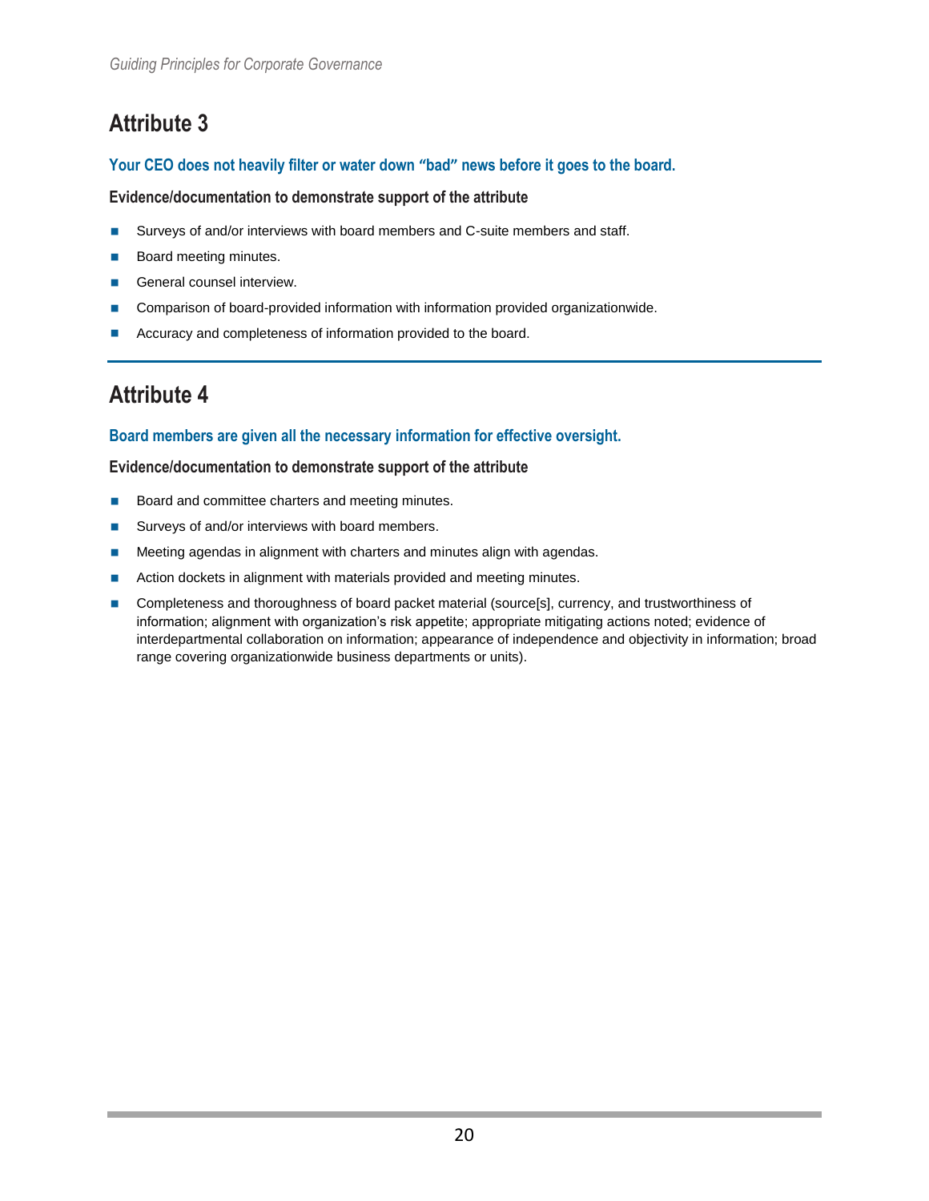## Attribute 3

**Your CEO does not heavily filter or water down "bad" news before it goes to the board.**

**Evidence/documentation to demonstrate support of the attribute**

- Surveys of and/or interviews with board members and C-suite members and staff.
- Board meeting minutes.
- General counsel interview.
- Comparison of board-provided information with information provided organizationwide.
- Accuracy and completeness of information provided to the board.

---

## Attribute 4

**Board members are given all the necessary information for effective oversight.**

**Evidence/documentation to demonstrate support of the attribute**

- Board and committee charters and meeting minutes.
- Surveys of and/or interviews with board members.
- Meeting agendas in alignment with charters and minutes align with agendas.
- Action dockets in alignment with materials provided and meeting minutes.
- Completeness and thoroughness of board packet material (source[s], currency, and trustworthiness of information; alignment with organization's risk appetite; appropriate mitigating actions noted; evidence of interdepartmental collaboration on information; appearance of independence and objectivity in information; broad range covering organizationwide business departments or units).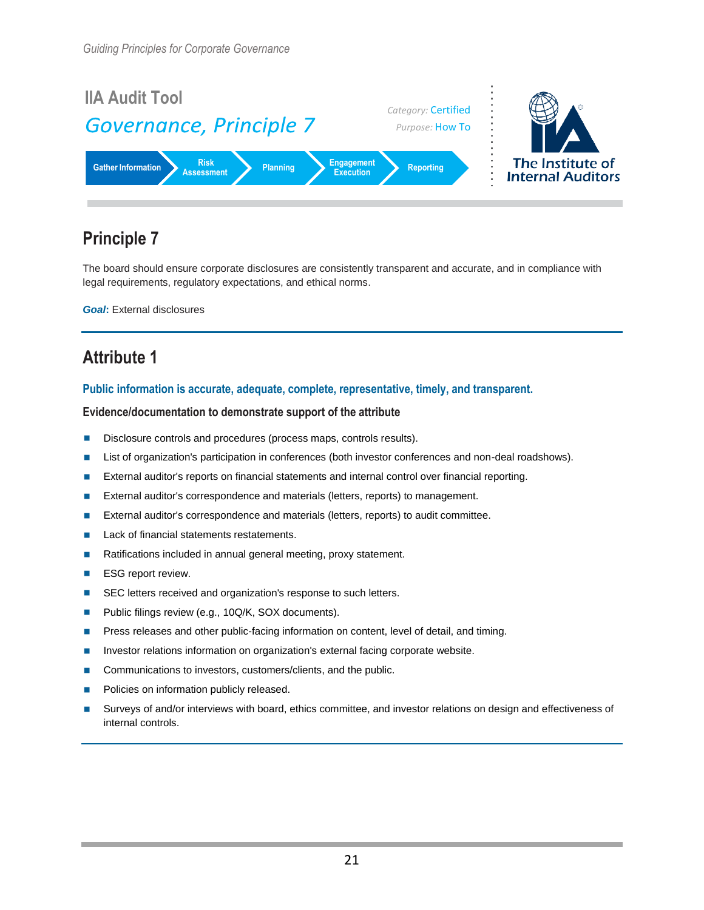IIA Audit Tool

*Governance, Principle 7*

*Category:* Certified
*Purpose:* How To

Gather Information | Risk Assessment | Planning | Engagement Execution | Reporting

The Institute of Internal Auditors

## Principle 7

The board should ensure corporate disclosures are consistently transparent and accurate, and in compliance with legal requirements, regulatory expectations, and ethical norms.

***Goal*:** External disclosures

## Attribute 1

### Public information is accurate, adequate, complete, representative, timely, and transparent.

#### Evidence/documentation to demonstrate support of the attribute

- Disclosure controls and procedures (process maps, controls results).
- List of organization's participation in conferences (both investor conferences and non-deal roadshows).
- External auditor's reports on financial statements and internal control over financial reporting.
- External auditor's correspondence and materials (letters, reports) to management.
- External auditor's correspondence and materials (letters, reports) to audit committee.
- Lack of financial statements restatements.
- Ratifications included in annual general meeting, proxy statement.
- ESG report review.
- SEC letters received and organization's response to such letters.
- Public filings review (e.g., 10Q/K, SOX documents).
- Press releases and other public-facing information on content, level of detail, and timing.
- Investor relations information on organization's external facing corporate website.
- Communications to investors, customers/clients, and the public.
- Policies on information publicly released.
- Surveys of and/or interviews with board, ethics committee, and investor relations on design and effectiveness of internal controls.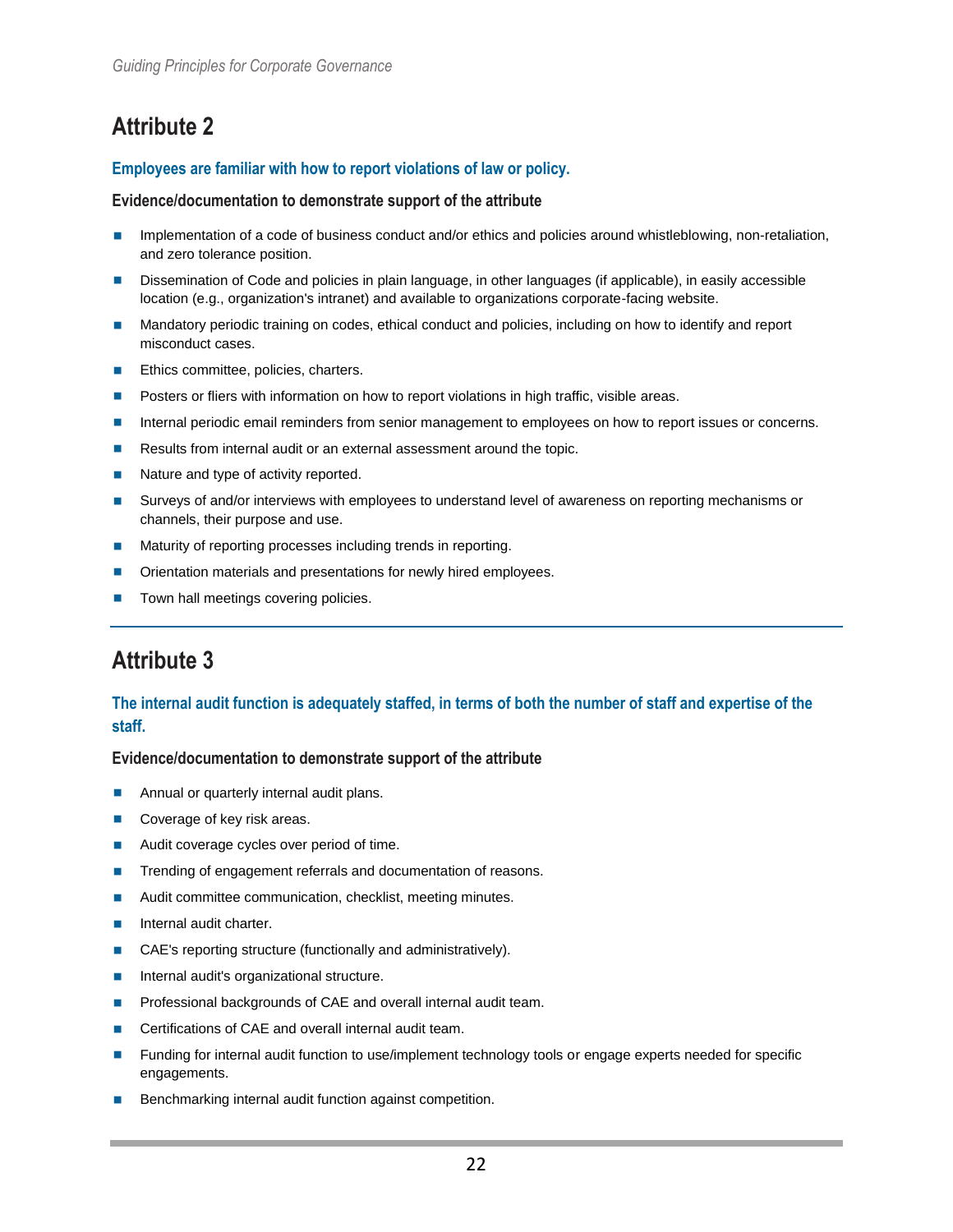## Attribute 2

### Employees are familiar with how to report violations of law or policy.

**Evidence/documentation to demonstrate support of the attribute**

- Implementation of a code of business conduct and/or ethics and policies around whistleblowing, non-retaliation, and zero tolerance position.
- Dissemination of Code and policies in plain language, in other languages (if applicable), in easily accessible location (e.g., organization's intranet) and available to organizations corporate-facing website.
- Mandatory periodic training on codes, ethical conduct and policies, including on how to identify and report misconduct cases.
- Ethics committee, policies, charters.
- Posters or fliers with information on how to report violations in high traffic, visible areas.
- Internal periodic email reminders from senior management to employees on how to report issues or concerns.
- Results from internal audit or an external assessment around the topic.
- Nature and type of activity reported.
- Surveys of and/or interviews with employees to understand level of awareness on reporting mechanisms or channels, their purpose and use.
- Maturity of reporting processes including trends in reporting.
- Orientation materials and presentations for newly hired employees.
- Town hall meetings covering policies.

---

## Attribute 3

### The internal audit function is adequately staffed, in terms of both the number of staff and expertise of the staff.

**Evidence/documentation to demonstrate support of the attribute**

- Annual or quarterly internal audit plans.
- Coverage of key risk areas.
- Audit coverage cycles over period of time.
- Trending of engagement referrals and documentation of reasons.
- Audit committee communication, checklist, meeting minutes.
- Internal audit charter.
- CAE's reporting structure (functionally and administratively).
- Internal audit's organizational structure.
- Professional backgrounds of CAE and overall internal audit team.
- Certifications of CAE and overall internal audit team.
- Funding for internal audit function to use/implement technology tools or engage experts needed for specific engagements.
- Benchmarking internal audit function against competition.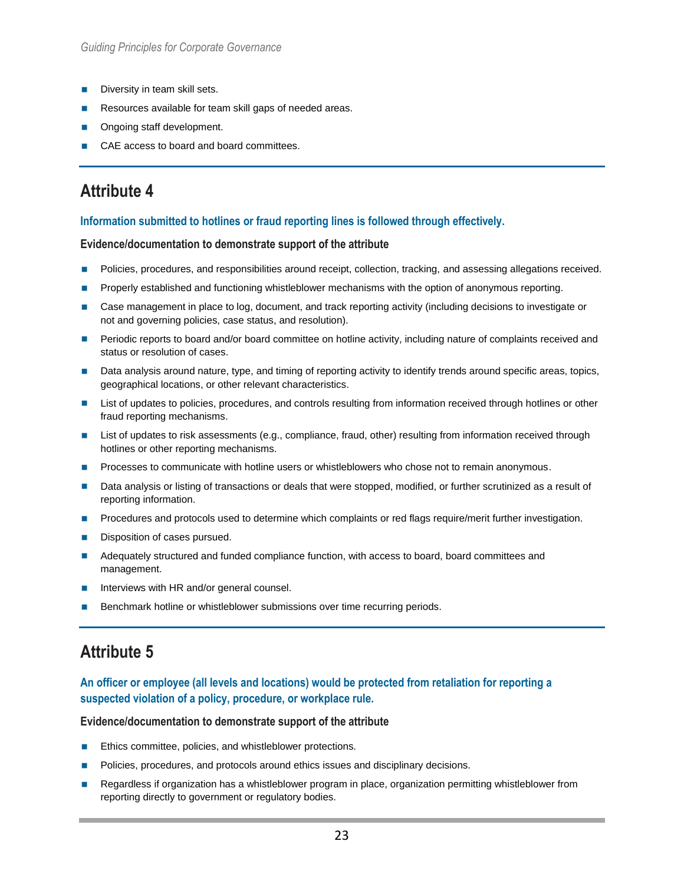- Diversity in team skill sets.
- Resources available for team skill gaps of needed areas.
- Ongoing staff development.
- CAE access to board and board committees.

## Attribute 4

### Information submitted to hotlines or fraud reporting lines is followed through effectively.

**Evidence/documentation to demonstrate support of the attribute**

- Policies, procedures, and responsibilities around receipt, collection, tracking, and assessing allegations received.
- Properly established and functioning whistleblower mechanisms with the option of anonymous reporting.
- Case management in place to log, document, and track reporting activity (including decisions to investigate or not and governing policies, case status, and resolution).
- Periodic reports to board and/or board committee on hotline activity, including nature of complaints received and status or resolution of cases.
- Data analysis around nature, type, and timing of reporting activity to identify trends around specific areas, topics, geographical locations, or other relevant characteristics.
- List of updates to policies, procedures, and controls resulting from information received through hotlines or other fraud reporting mechanisms.
- List of updates to risk assessments (e.g., compliance, fraud, other) resulting from information received through hotlines or other reporting mechanisms.
- Processes to communicate with hotline users or whistleblowers who chose not to remain anonymous.
- Data analysis or listing of transactions or deals that were stopped, modified, or further scrutinized as a result of reporting information.
- Procedures and protocols used to determine which complaints or red flags require/merit further investigation.
- Disposition of cases pursued.
- Adequately structured and funded compliance function, with access to board, board committees and management.
- Interviews with HR and/or general counsel.
- Benchmark hotline or whistleblower submissions over time recurring periods.

## Attribute 5

### An officer or employee (all levels and locations) would be protected from retaliation for reporting a suspected violation of a policy, procedure, or workplace rule.

**Evidence/documentation to demonstrate support of the attribute**

- Ethics committee, policies, and whistleblower protections.
- Policies, procedures, and protocols around ethics issues and disciplinary decisions.
- Regardless if organization has a whistleblower program in place, organization permitting whistleblower from reporting directly to government or regulatory bodies.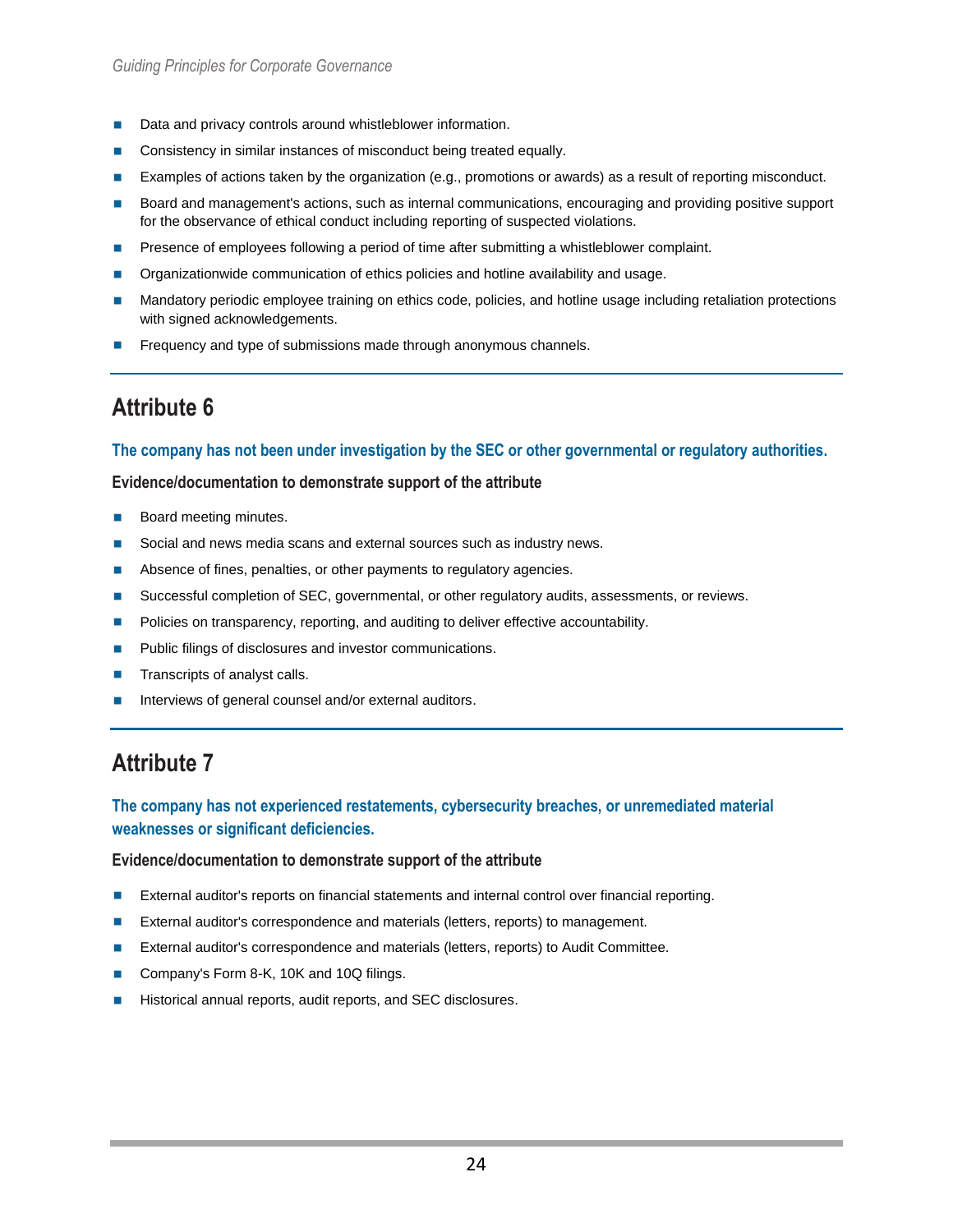- Data and privacy controls around whistleblower information.
- Consistency in similar instances of misconduct being treated equally.
- Examples of actions taken by the organization (e.g., promotions or awards) as a result of reporting misconduct.
- Board and management's actions, such as internal communications, encouraging and providing positive support for the observance of ethical conduct including reporting of suspected violations.
- Presence of employees following a period of time after submitting a whistleblower complaint.
- Organizationwide communication of ethics policies and hotline availability and usage.
- Mandatory periodic employee training on ethics code, policies, and hotline usage including retaliation protections with signed acknowledgements.
- Frequency and type of submissions made through anonymous channels.

## Attribute 6

### The company has not been under investigation by the SEC or other governmental or regulatory authorities.

**Evidence/documentation to demonstrate support of the attribute**

- Board meeting minutes.
- Social and news media scans and external sources such as industry news.
- Absence of fines, penalties, or other payments to regulatory agencies.
- Successful completion of SEC, governmental, or other regulatory audits, assessments, or reviews.
- Policies on transparency, reporting, and auditing to deliver effective accountability.
- Public filings of disclosures and investor communications.
- Transcripts of analyst calls.
- Interviews of general counsel and/or external auditors.

## Attribute 7

### The company has not experienced restatements, cybersecurity breaches, or unremediated material weaknesses or significant deficiencies.

**Evidence/documentation to demonstrate support of the attribute**

- External auditor's reports on financial statements and internal control over financial reporting.
- External auditor's correspondence and materials (letters, reports) to management.
- External auditor's correspondence and materials (letters, reports) to Audit Committee.
- Company's Form 8-K, 10K and 10Q filings.
- Historical annual reports, audit reports, and SEC disclosures.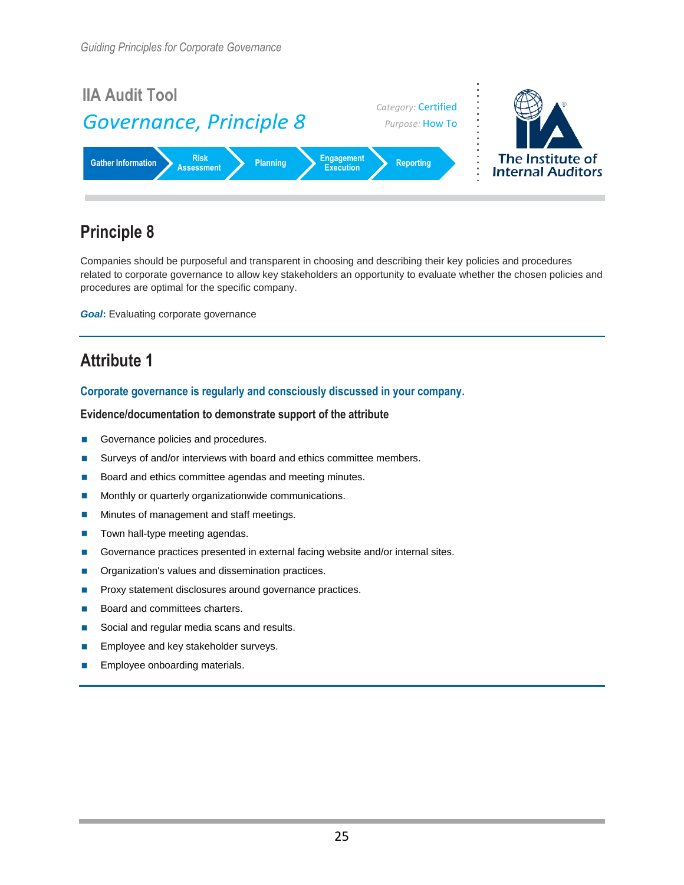IIA Audit Tool

*Governance, Principle 8*

*Category:* Certified

*Purpose:* How To

Gather Information → Risk Assessment → Planning → Engagement Execution → Reporting

The Institute of Internal Auditors

## Principle 8

Companies should be purposeful and transparent in choosing and describing their key policies and procedures related to corporate governance to allow key stakeholders an opportunity to evaluate whether the chosen policies and procedures are optimal for the specific company.

***Goal*:** Evaluating corporate governance

## Attribute 1

### Corporate governance is regularly and consciously discussed in your company.

#### Evidence/documentation to demonstrate support of the attribute

- Governance policies and procedures.
- Surveys of and/or interviews with board and ethics committee members.
- Board and ethics committee agendas and meeting minutes.
- Monthly or quarterly organizationwide communications.
- Minutes of management and staff meetings.
- Town hall-type meeting agendas.
- Governance practices presented in external facing website and/or internal sites.
- Organization's values and dissemination practices.
- Proxy statement disclosures around governance practices.
- Board and committees charters.
- Social and regular media scans and results.
- Employee and key stakeholder surveys.
- Employee onboarding materials.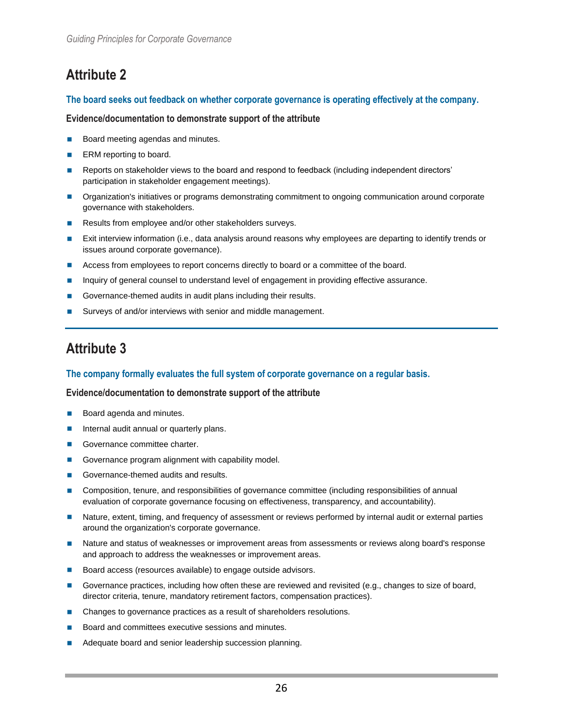## Attribute 2

**The board seeks out feedback on whether corporate governance is operating effectively at the company.**

**Evidence/documentation to demonstrate support of the attribute**

- Board meeting agendas and minutes.
- ERM reporting to board.
- Reports on stakeholder views to the board and respond to feedback (including independent directors' participation in stakeholder engagement meetings).
- Organization's initiatives or programs demonstrating commitment to ongoing communication around corporate governance with stakeholders.
- Results from employee and/or other stakeholders surveys.
- Exit interview information (i.e., data analysis around reasons why employees are departing to identify trends or issues around corporate governance).
- Access from employees to report concerns directly to board or a committee of the board.
- Inquiry of general counsel to understand level of engagement in providing effective assurance.
- Governance-themed audits in audit plans including their results.
- Surveys of and/or interviews with senior and middle management.

---

## Attribute 3

**The company formally evaluates the full system of corporate governance on a regular basis.**

**Evidence/documentation to demonstrate support of the attribute**

- Board agenda and minutes.
- Internal audit annual or quarterly plans.
- Governance committee charter.
- Governance program alignment with capability model.
- Governance-themed audits and results.
- Composition, tenure, and responsibilities of governance committee (including responsibilities of annual evaluation of corporate governance focusing on effectiveness, transparency, and accountability).
- Nature, extent, timing, and frequency of assessment or reviews performed by internal audit or external parties around the organization's corporate governance.
- Nature and status of weaknesses or improvement areas from assessments or reviews along board's response and approach to address the weaknesses or improvement areas.
- Board access (resources available) to engage outside advisors.
- Governance practices, including how often these are reviewed and revisited (e.g., changes to size of board, director criteria, tenure, mandatory retirement factors, compensation practices).
- Changes to governance practices as a result of shareholders resolutions.
- Board and committees executive sessions and minutes.
- Adequate board and senior leadership succession planning.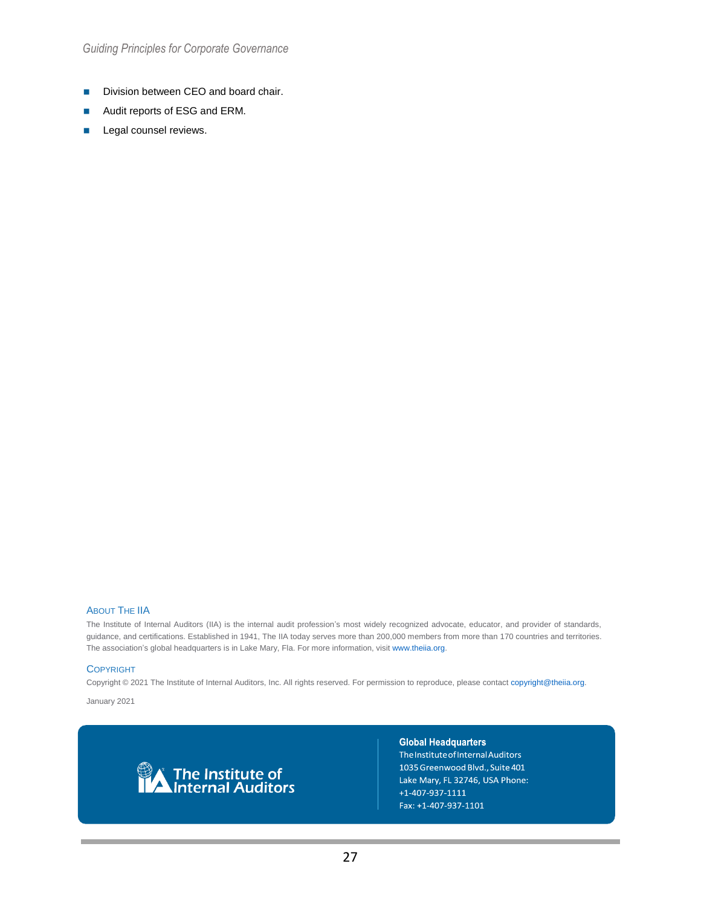- Division between CEO and board chair.
- Audit reports of ESG and ERM.
- Legal counsel reviews.

### About The IIA

The Institute of Internal Auditors (IIA) is the internal audit profession's most widely recognized advocate, educator, and provider of standards, guidance, and certifications. Established in 1941, The IIA today serves more than 200,000 members from more than 170 countries and territories. The association's global headquarters is in Lake Mary, Fla. For more information, visit www.theiia.org.

### Copyright

Copyright © 2021 The Institute of Internal Auditors, Inc. All rights reserved. For permission to reproduce, please contact copyright@theiia.org.

January 2021

The Institute of Internal Auditors

**Global Headquarters**
The Institute of Internal Auditors
1035 Greenwood Blvd., Suite 401
Lake Mary, FL 32746, USA Phone:
+1-407-937-1111
Fax: +1-407-937-1101